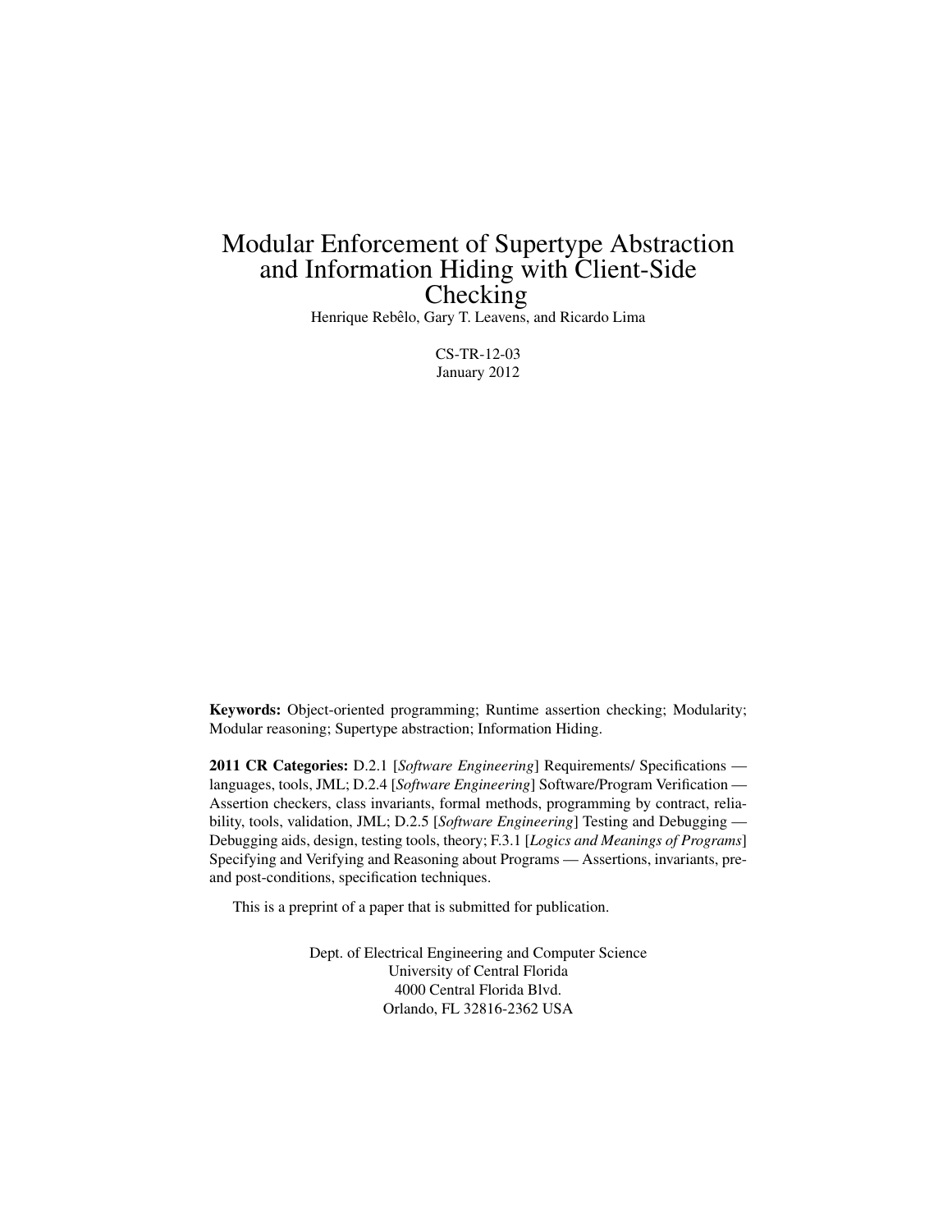# Modular Enforcement of Supertype Abstraction and Information Hiding with Client-Side Checking

Henrique Rebêlo, Gary T. Leavens, and Ricardo Lima

CS-TR-12-03
January 2012

**Keywords:** Object-oriented programming; Runtime assertion checking; Modularity; Modular reasoning; Supertype abstraction; Information Hiding.

**2011 CR Categories:** D.2.1 [*Software Engineering*] Requirements/ Specifications — languages, tools, JML; D.2.4 [*Software Engineering*] Software/Program Verification — Assertion checkers, class invariants, formal methods, programming by contract, reliability, tools, validation, JML; D.2.5 [*Software Engineering*] Testing and Debugging — Debugging aids, design, testing tools, theory; F.3.1 [*Logics and Meanings of Programs*] Specifying and Verifying and Reasoning about Programs — Assertions, invariants, pre- and post-conditions, specification techniques.

This is a preprint of a paper that is submitted for publication.

Dept. of Electrical Engineering and Computer Science
University of Central Florida
4000 Central Florida Blvd.
Orlando, FL 32816-2362 USA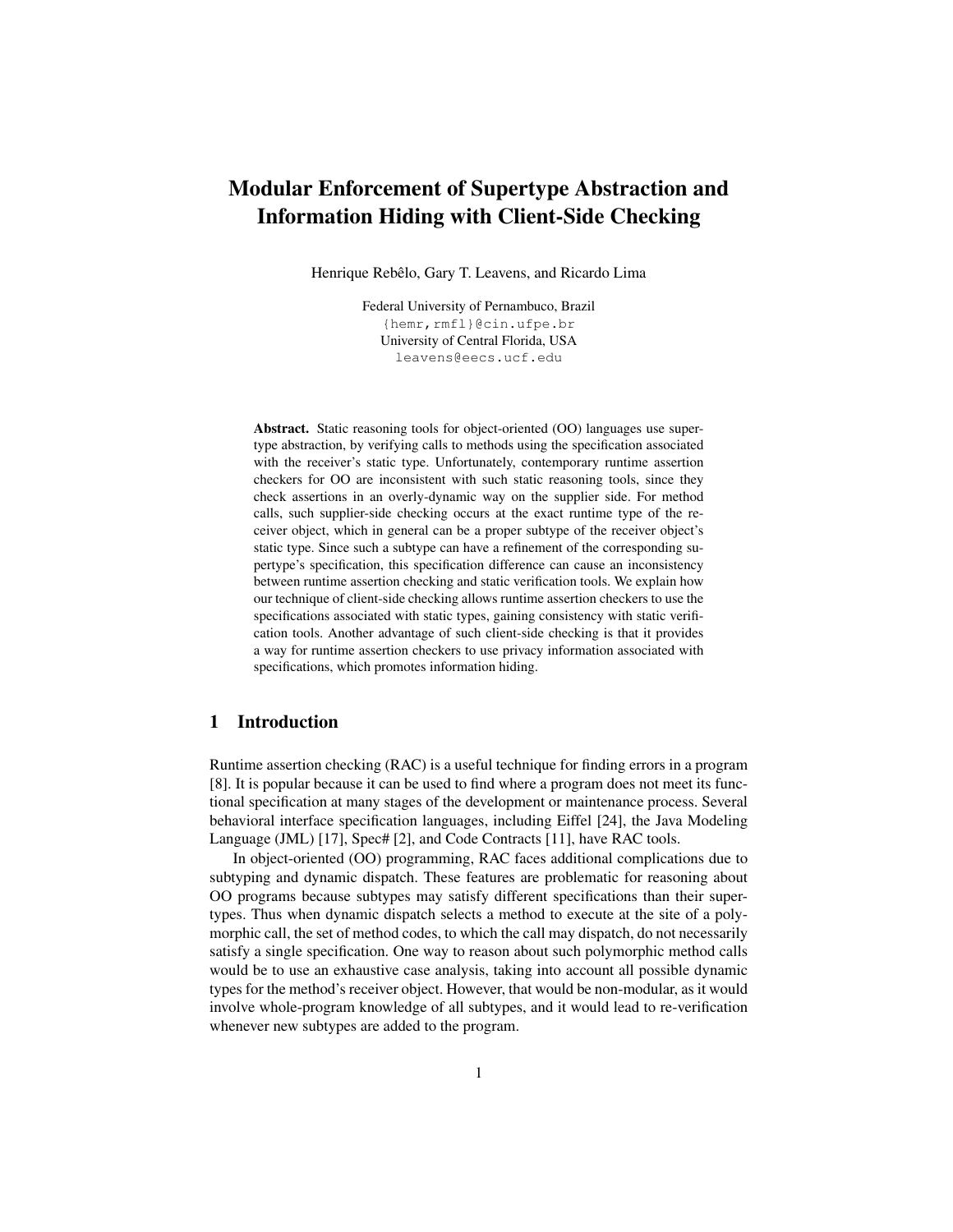# Modular Enforcement of Supertype Abstraction and Information Hiding with Client-Side Checking

Henrique Rebêlo, Gary T. Leavens, and Ricardo Lima

Federal University of Pernambuco, Brazil
{hemr,rmfl}@cin.ufpe.br
University of Central Florida, USA
leavens@eecs.ucf.edu

**Abstract.** Static reasoning tools for object-oriented (OO) languages use supertype abstraction, by verifying calls to methods using the specification associated with the receiver's static type. Unfortunately, contemporary runtime assertion checkers for OO are inconsistent with such static reasoning tools, since they check assertions in an overly-dynamic way on the supplier side. For method calls, such supplier-side checking occurs at the exact runtime type of the receiver object, which in general can be a proper subtype of the receiver object's static type. Since such a subtype can have a refinement of the corresponding supertype's specification, this specification difference can cause an inconsistency between runtime assertion checking and static verification tools. We explain how our technique of client-side checking allows runtime assertion checkers to use the specifications associated with static types, gaining consistency with static verification tools. Another advantage of such client-side checking is that it provides a way for runtime assertion checkers to use privacy information associated with specifications, which promotes information hiding.

## 1 Introduction

Runtime assertion checking (RAC) is a useful technique for finding errors in a program [8]. It is popular because it can be used to find where a program does not meet its functional specification at many stages of the development or maintenance process. Several behavioral interface specification languages, including Eiffel [24], the Java Modeling Language (JML) [17], Spec# [2], and Code Contracts [11], have RAC tools.

In object-oriented (OO) programming, RAC faces additional complications due to subtyping and dynamic dispatch. These features are problematic for reasoning about OO programs because subtypes may satisfy different specifications than their supertypes. Thus when dynamic dispatch selects a method to execute at the site of a polymorphic call, the set of method codes, to which the call may dispatch, do not necessarily satisfy a single specification. One way to reason about such polymorphic method calls would be to use an exhaustive case analysis, taking into account all possible dynamic types for the method's receiver object. However, that would be non-modular, as it would involve whole-program knowledge of all subtypes, and it would lead to re-verification whenever new subtypes are added to the program.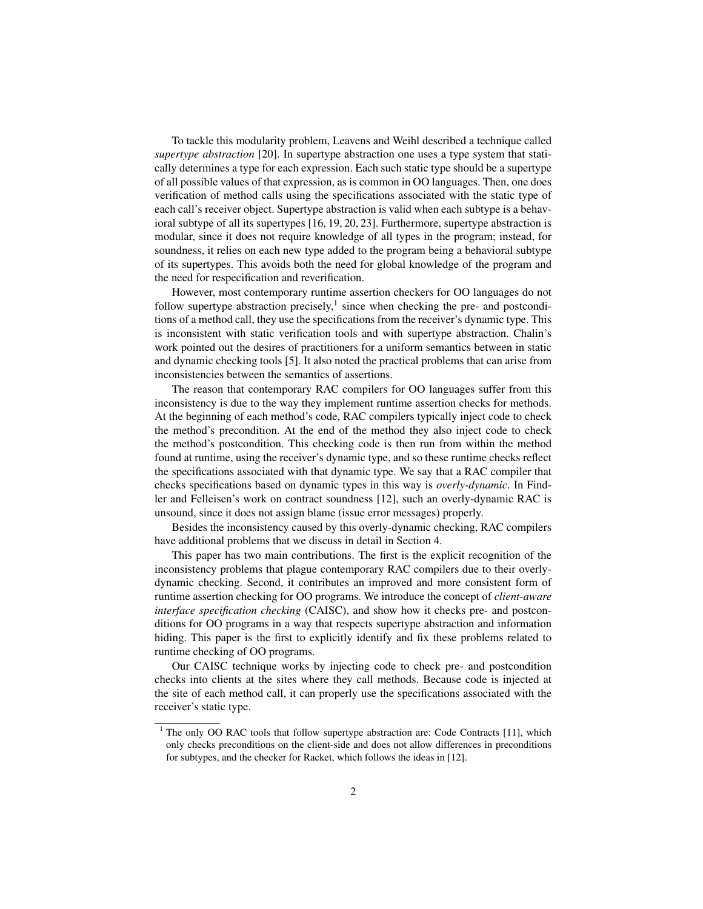To tackle this modularity problem, Leavens and Weihl described a technique called *supertype abstraction* [20]. In supertype abstraction one uses a type system that statically determines a type for each expression. Each such static type should be a supertype of all possible values of that expression, as is common in OO languages. Then, one does verification of method calls using the specifications associated with the static type of each call's receiver object. Supertype abstraction is valid when each subtype is a behavioral subtype of all its supertypes [16, 19, 20, 23]. Furthermore, supertype abstraction is modular, since it does not require knowledge of all types in the program; instead, for soundness, it relies on each new type added to the program being a behavioral subtype of its supertypes. This avoids both the need for global knowledge of the program and the need for respecification and reverification.

However, most contemporary runtime assertion checkers for OO languages do not follow supertype abstraction precisely,[1] since when checking the pre- and postconditions of a method call, they use the specifications from the receiver's dynamic type. This is inconsistent with static verification tools and with supertype abstraction. Chalin's work pointed out the desires of practitioners for a uniform semantics between in static and dynamic checking tools [5]. It also noted the practical problems that can arise from inconsistencies between the semantics of assertions.

The reason that contemporary RAC compilers for OO languages suffer from this inconsistency is due to the way they implement runtime assertion checks for methods. At the beginning of each method's code, RAC compilers typically inject code to check the method's precondition. At the end of the method they also inject code to check the method's postcondition. This checking code is then run from within the method found at runtime, using the receiver's dynamic type, and so these runtime checks reflect the specifications associated with that dynamic type. We say that a RAC compiler that checks specifications based on dynamic types in this way is *overly-dynamic*. In Findler and Felleisen's work on contract soundness [12], such an overly-dynamic RAC is unsound, since it does not assign blame (issue error messages) properly.

Besides the inconsistency caused by this overly-dynamic checking, RAC compilers have additional problems that we discuss in detail in Section 4.

This paper has two main contributions. The first is the explicit recognition of the inconsistency problems that plague contemporary RAC compilers due to their overly-dynamic checking. Second, it contributes an improved and more consistent form of runtime assertion checking for OO programs. We introduce the concept of *client-aware interface specification checking* (CAISC), and show how it checks pre- and postconditions for OO programs in a way that respects supertype abstraction and information hiding. This paper is the first to explicitly identify and fix these problems related to runtime checking of OO programs.

Our CAISC technique works by injecting code to check pre- and postcondition checks into clients at the sites where they call methods. Because code is injected at the site of each method call, it can properly use the specifications associated with the receiver's static type.

[1] The only OO RAC tools that follow supertype abstraction are: Code Contracts [11], which only checks preconditions on the client-side and does not allow differences in preconditions for subtypes, and the checker for Racket, which follows the ideas in [12].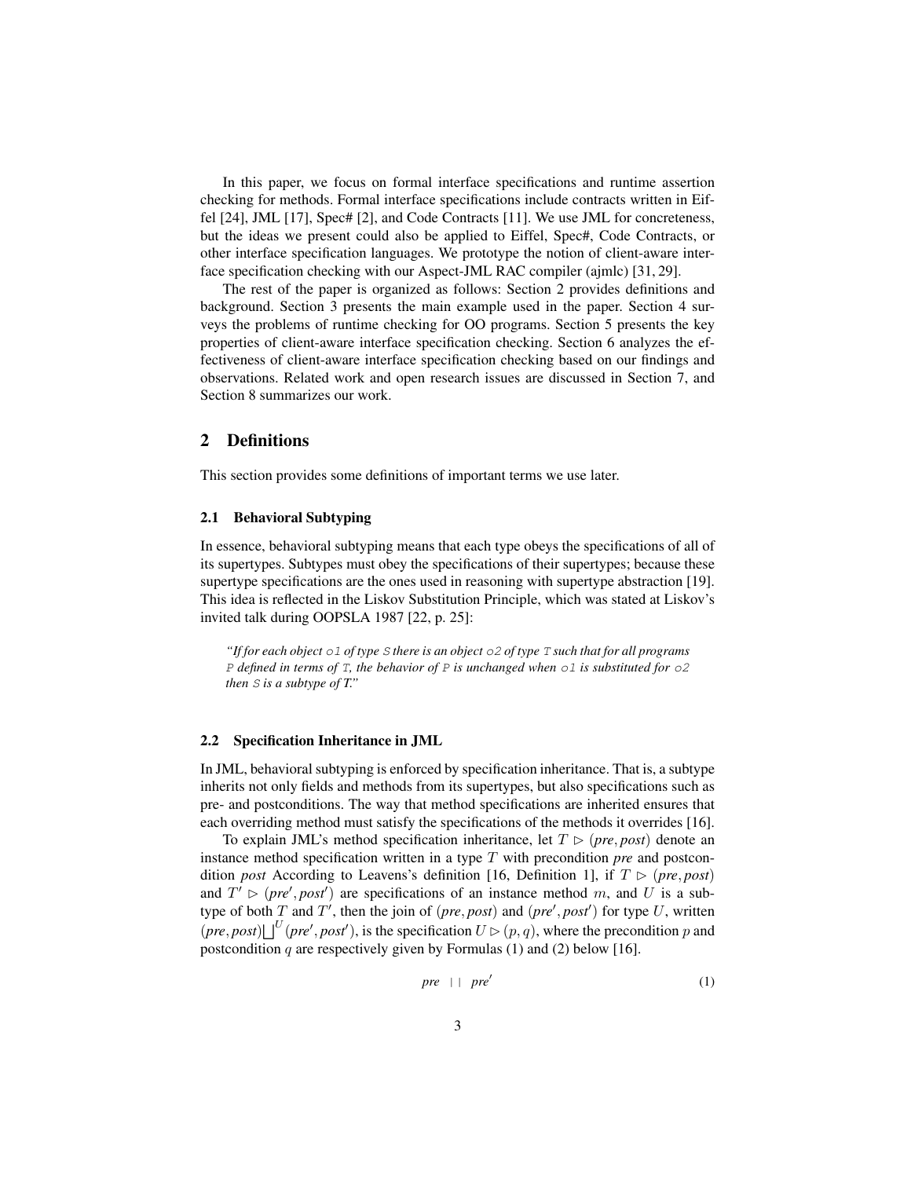In this paper, we focus on formal interface specifications and runtime assertion checking for methods. Formal interface specifications include contracts written in Eiffel [24], JML [17], Spec# [2], and Code Contracts [11]. We use JML for concreteness, but the ideas we present could also be applied to Eiffel, Spec#, Code Contracts, or other interface specification languages. We prototype the notion of client-aware interface specification checking with our Aspect-JML RAC compiler (ajmlc) [31, 29].

The rest of the paper is organized as follows: Section 2 provides definitions and background. Section 3 presents the main example used in the paper. Section 4 surveys the problems of runtime checking for OO programs. Section 5 presents the key properties of client-aware interface specification checking. Section 6 analyzes the effectiveness of client-aware interface specification checking based on our findings and observations. Related work and open research issues are discussed in Section 7, and Section 8 summarizes our work.

## 2 Definitions

This section provides some definitions of important terms we use later.

### 2.1 Behavioral Subtyping

In essence, behavioral subtyping means that each type obeys the specifications of all of its supertypes. Subtypes must obey the specifications of their supertypes; because these supertype specifications are the ones used in reasoning with supertype abstraction [19]. This idea is reflected in the Liskov Substitution Principle, which was stated at Liskov's invited talk during OOPSLA 1987 [22, p. 25]:

> *"If for each object `o1` of type `S` there is an object `o2` of type `T` such that for all programs `P` defined in terms of `T`, the behavior of `P` is unchanged when `o1` is substituted for `o2` then `S` is a subtype of T."*

### 2.2 Specification Inheritance in JML

In JML, behavioral subtyping is enforced by specification inheritance. That is, a subtype inherits not only fields and methods from its supertypes, but also specifications such as pre- and postconditions. The way that method specifications are inherited ensures that each overriding method must satisfy the specifications of the methods it overrides [16].

To explain JML's method specification inheritance, let $T \rhd (\mathit{pre}, \mathit{post})$ denote an instance method specification written in a type $T$ with precondition *pre* and postcondition *post* According to Leavens's definition [16, Definition 1], if $T \rhd (\mathit{pre}, \mathit{post})$ and $T' \rhd (\mathit{pre}', \mathit{post}')$ are specifications of an instance method $m$, and $U$ is a subtype of both $T$ and $T'$, then the join of $(\mathit{pre}, \mathit{post})$ and $(\mathit{pre}', \mathit{post}')$ for type $U$, written $(\mathit{pre}, \mathit{post}) \bigsqcup^{U} (\mathit{pre}', \mathit{post}')$, is the specification $U \rhd (p, q)$, where the precondition $p$ and postcondition $q$ are respectively given by Formulas (1) and (2) below [16].

$$\mathit{pre} \;\;||\;\; \mathit{pre}' \tag{1}$$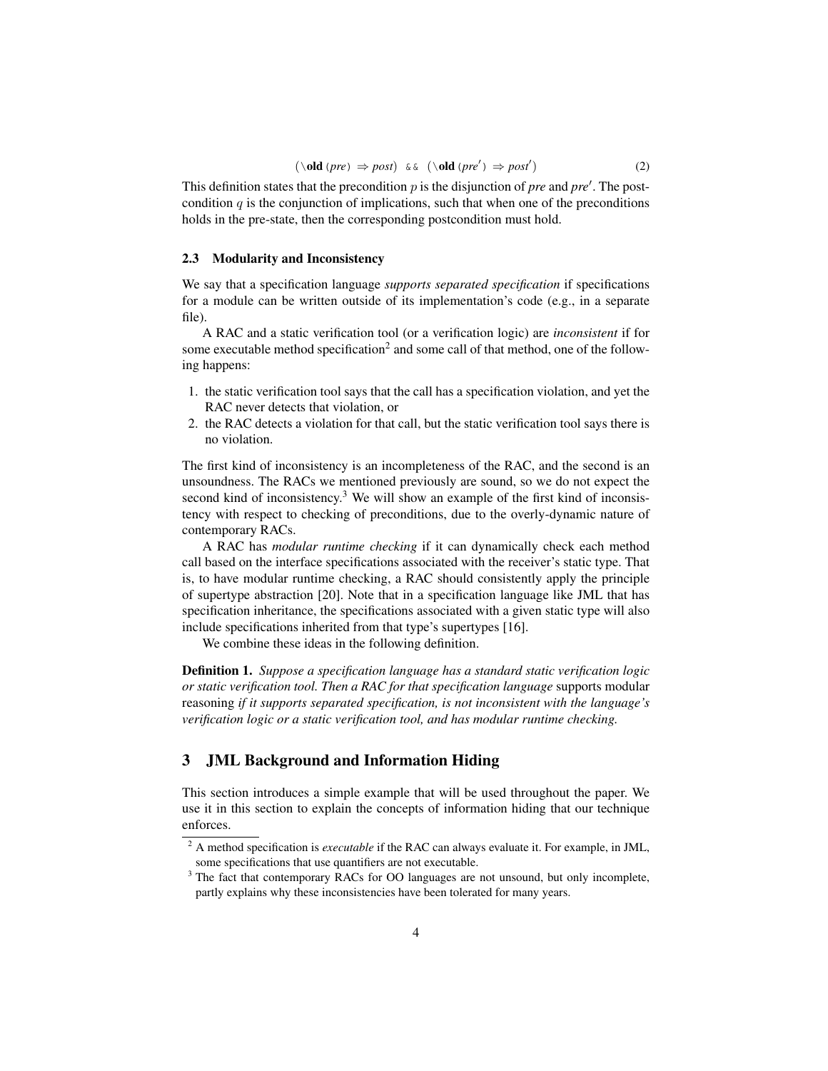$$(\backslash\textbf{old}\,(pre) \Rightarrow post) \;\;\&\&\;\; (\backslash\textbf{old}\,(pre') \Rightarrow post') \tag{2}$$

This definition states that the precondition $p$ is the disjunction of *pre* and *pre'*. The postcondition $q$ is the conjunction of implications, such that when one of the preconditions holds in the pre-state, then the corresponding postcondition must hold.

### 2.3 Modularity and Inconsistency

We say that a specification language *supports separated specification* if specifications for a module can be written outside of its implementation's code (e.g., in a separate file).

A RAC and a static verification tool (or a verification logic) are *inconsistent* if for some executable method specification[2] and some call of that method, one of the following happens:

1. the static verification tool says that the call has a specification violation, and yet the RAC never detects that violation, or
2. the RAC detects a violation for that call, but the static verification tool says there is no violation.

The first kind of inconsistency is an incompleteness of the RAC, and the second is an unsoundness. The RACs we mentioned previously are sound, so we do not expect the second kind of inconsistency.[3] We will show an example of the first kind of inconsistency with respect to checking of preconditions, due to the overly-dynamic nature of contemporary RACs.

A RAC has *modular runtime checking* if it can dynamically check each method call based on the interface specifications associated with the receiver's static type. That is, to have modular runtime checking, a RAC should consistently apply the principle of supertype abstraction [20]. Note that in a specification language like JML that has specification inheritance, the specifications associated with a given static type will also include specifications inherited from that type's supertypes [16].

We combine these ideas in the following definition.

**Definition 1.** *Suppose a specification language has a standard static verification logic or static verification tool. Then a RAC for that specification language* supports modular reasoning *if it supports separated specification, is not inconsistent with the language's verification logic or a static verification tool, and has modular runtime checking.*

## 3 JML Background and Information Hiding

This section introduces a simple example that will be used throughout the paper. We use it in this section to explain the concepts of information hiding that our technique enforces.

[2] A method specification is *executable* if the RAC can always evaluate it. For example, in JML, some specifications that use quantifiers are not executable.

[3] The fact that contemporary RACs for OO languages are not unsound, but only incomplete, partly explains why these inconsistencies have been tolerated for many years.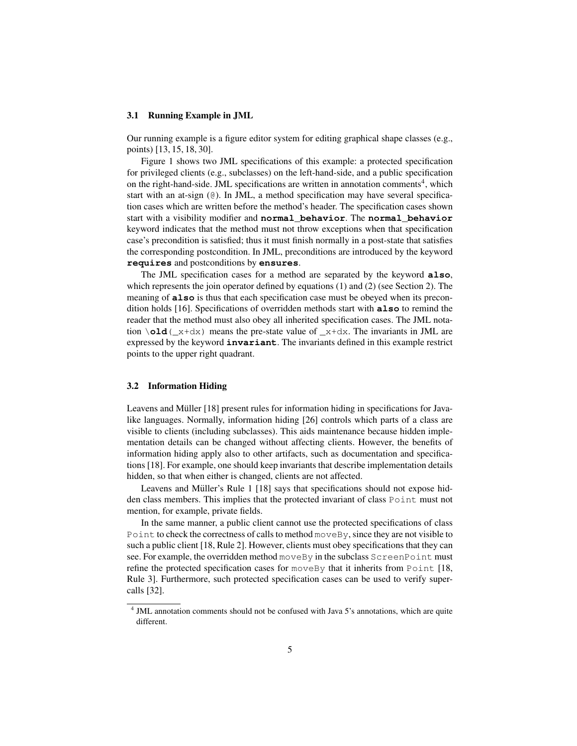### 3.1 Running Example in JML

Our running example is a figure editor system for editing graphical shape classes (e.g., points) [13, 15, 18, 30].

Figure 1 shows two JML specifications of this example: a protected specification for privileged clients (e.g., subclasses) on the left-hand-side, and a public specification on the right-hand-side. JML specifications are written in annotation comments[4], which start with an at-sign (`@`). In JML, a method specification may have several specification cases which are written before the method's header. The specification cases shown start with a visibility modifier and **`normal_behavior`**. The **`normal_behavior`** keyword indicates that the method must not throw exceptions when that specification case's precondition is satisfied; thus it must finish normally in a post-state that satisfies the corresponding postcondition. In JML, preconditions are introduced by the keyword **`requires`** and postconditions by **`ensures`**.

The JML specification cases for a method are separated by the keyword **`also`**, which represents the join operator defined by equations (1) and (2) (see Section 2). The meaning of **`also`** is thus that each specification case must be obeyed when its precondition holds [16]. Specifications of overridden methods start with **`also`** to remind the reader that the method must also obey all inherited specification cases. The JML notation `\old(_x+dx)` means the pre-state value of `_x+dx`. The invariants in JML are expressed by the keyword **`invariant`**. The invariants defined in this example restrict points to the upper right quadrant.

### 3.2 Information Hiding

Leavens and Müller [18] present rules for information hiding in specifications for Java-like languages. Normally, information hiding [26] controls which parts of a class are visible to clients (including subclasses). This aids maintenance because hidden implementation details can be changed without affecting clients. However, the benefits of information hiding apply also to other artifacts, such as documentation and specifications [18]. For example, one should keep invariants that describe implementation details hidden, so that when either is changed, clients are not affected.

Leavens and Müller's Rule 1 [18] says that specifications should not expose hidden class members. This implies that the protected invariant of class `Point` must not mention, for example, private fields.

In the same manner, a public client cannot use the protected specifications of class `Point` to check the correctness of calls to method `moveBy`, since they are not visible to such a public client [18, Rule 2]. However, clients must obey specifications that they can see. For example, the overridden method `moveBy` in the subclass `ScreenPoint` must refine the protected specification cases for `moveBy` that it inherits from `Point` [18, Rule 3]. Furthermore, such protected specification cases can be used to verify super-calls [32].

[4] JML annotation comments should not be confused with Java 5's annotations, which are quite different.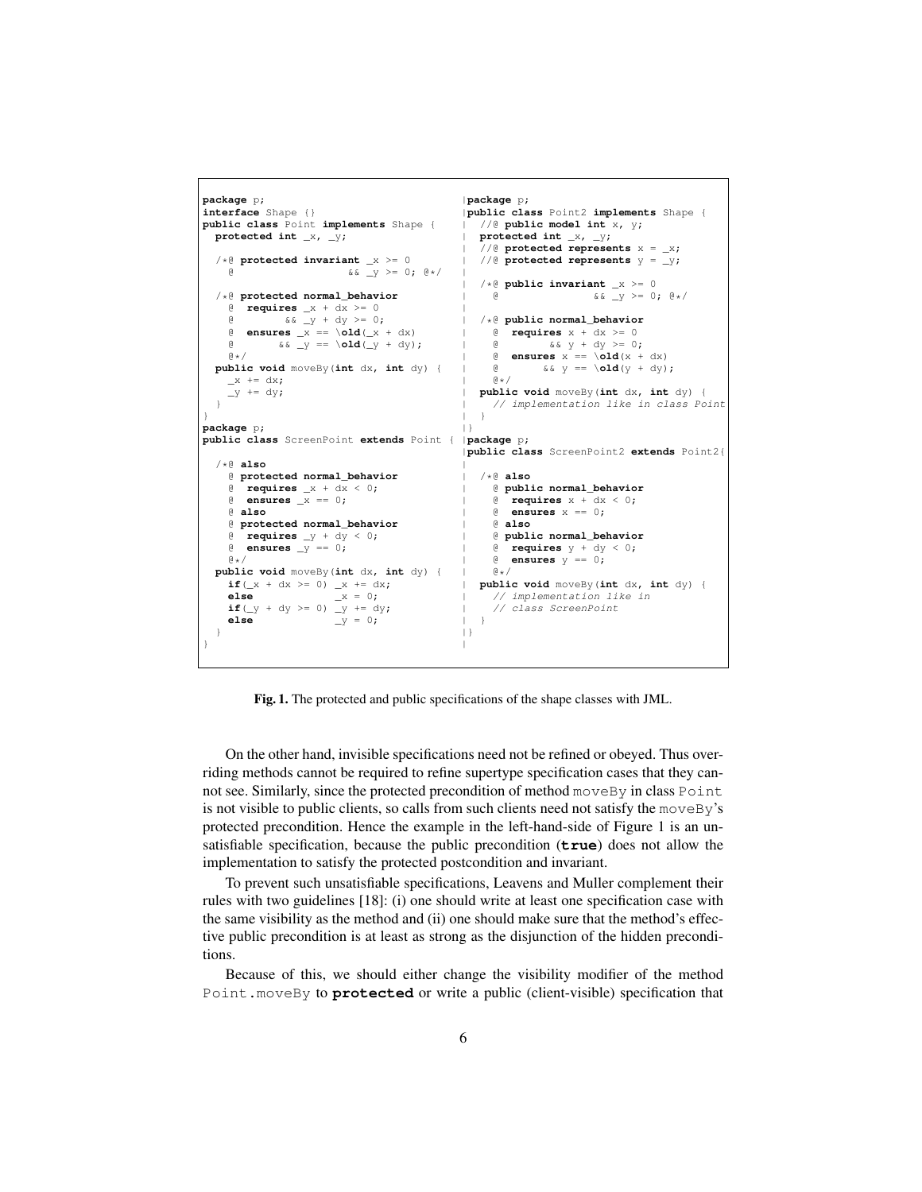```java
package p;
interface Shape {}
public class Point implements Shape {
  protected int _x, _y;

  /*@ protected invariant _x >= 0
    @                    && _y >= 0; @*/

  /*@ protected normal_behavior
    @  requires _x + dx >= 0
    @        && _y + dy >= 0;
    @  ensures _x == \old(_x + dx)
    @       && _y == \old(_y + dy);
    @*/
  public void moveBy(int dx, int dy) {
    _x += dx;
    _y += dy;
  }
}
package p;
public class ScreenPoint extends Point {

  /*@ also
    @ protected normal_behavior
    @  requires _x + dx < 0;
    @  ensures _x == 0;
    @ also
    @ protected normal_behavior
    @  requires _y + dy < 0;
    @  ensures _y == 0;
    @*/
  public void moveBy(int dx, int dy) {
    if(_x + dx >= 0) _x += dx;
    else             _x = 0;
    if(_y + dy >= 0) _y += dy;
    else             _y = 0;
  }
}
```

```java
package p;
public class Point2 implements Shape {
  //@ public model int x, y;
  protected int _x, _y;
  //@ protected represents x = _x;
  //@ protected represents y = _y;

  /*@ public invariant _x >= 0
    @                && _y >= 0; @*/

  /*@ public normal_behavior
    @  requires x + dx >= 0
    @        && y + dy >= 0;
    @  ensures x == \old(x + dx)
    @       && y == \old(y + dy);
    @*/
  public void moveBy(int dx, int dy) {
    // implementation like in class Point
  }
}
package p;
public class ScreenPoint2 extends Point2{

  /*@ also
    @ public normal_behavior
    @  requires x + dx < 0;
    @  ensures x == 0;
    @ also
    @ public normal_behavior
    @  requires y + dy < 0;
    @  ensures y == 0;
    @*/
  public void moveBy(int dx, int dy) {
    // implementation like in
    // class ScreenPoint
  }
}
```

**Fig. 1.** The protected and public specifications of the shape classes with JML.

On the other hand, invisible specifications need not be refined or obeyed. Thus overriding methods cannot be required to refine supertype specification cases that they cannot see. Similarly, since the protected precondition of method `moveBy` in class `Point` is not visible to public clients, so calls from such clients need not satisfy the `moveBy`'s protected precondition. Hence the example in the left-hand-side of Figure 1 is an unsatisfiable specification, because the public precondition (**`true`**) does not allow the implementation to satisfy the protected postcondition and invariant.

To prevent such unsatisfiable specifications, Leavens and Muller complement their rules with two guidelines [18]: (i) one should write at least one specification case with the same visibility as the method and (ii) one should make sure that the method's effective public precondition is at least as strong as the disjunction of the hidden preconditions.

Because of this, we should either change the visibility modifier of the method `Point.moveBy` to **`protected`** or write a public (client-visible) specification that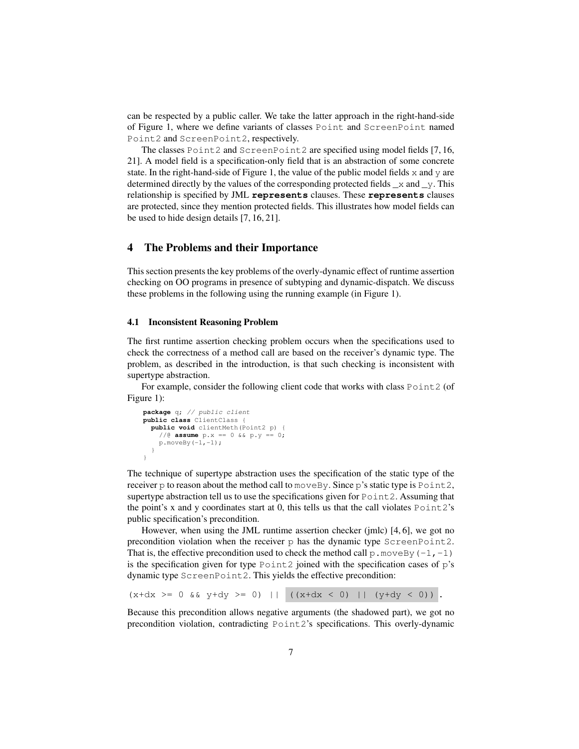can be respected by a public caller. We take the latter approach in the right-hand-side of Figure 1, where we define variants of classes `Point` and `ScreenPoint` named `Point2` and `ScreenPoint2`, respectively.

The classes `Point2` and `ScreenPoint2` are specified using model fields [7, 16, 21]. A model field is a specification-only field that is an abstraction of some concrete state. In the right-hand-side of Figure 1, the value of the public model fields `x` and `y` are determined directly by the values of the corresponding protected fields `_x` and `_y`. This relationship is specified by JML **`represents`** clauses. These **`represents`** clauses are protected, since they mention protected fields. This illustrates how model fields can be used to hide design details [7, 16, 21].

## 4 The Problems and their Importance

This section presents the key problems of the overly-dynamic effect of runtime assertion checking on OO programs in presence of subtyping and dynamic-dispatch. We discuss these problems in the following using the running example (in Figure 1).

### 4.1 Inconsistent Reasoning Problem

The first runtime assertion checking problem occurs when the specifications used to check the correctness of a method call are based on the receiver's dynamic type. The problem, as described in the introduction, is that such checking is inconsistent with supertype abstraction.

For example, consider the following client code that works with class `Point2` (of Figure 1):

```
package q; // public client
public class ClientClass {
  public void clientMeth(Point2 p) {
    //@ assume p.x == 0 && p.y == 0;
    p.moveBy(-1,-1);
  }
}
```

The technique of supertype abstraction uses the specification of the static type of the receiver `p` to reason about the method call to `moveBy`. Since `p`'s static type is `Point2`, supertype abstraction tell us to use the specifications given for `Point2`. Assuming that the point's x and y coordinates start at 0, this tells us that the call violates `Point2`'s public specification's precondition.

However, when using the JML runtime assertion checker (jmlc) [4, 6], we got no precondition violation when the receiver `p` has the dynamic type `ScreenPoint2`. That is, the effective precondition used to check the method call `p.moveBy(-1,-1)` is the specification given for type `Point2` joined with the specification cases of `p`'s dynamic type `ScreenPoint2`. This yields the effective precondition:

```
(x+dx >= 0 && y+dy >= 0) || ((x+dx < 0) || (y+dy < 0)).
```

Because this precondition allows negative arguments (the shadowed part), we got no precondition violation, contradicting `Point2`'s specifications. This overly-dynamic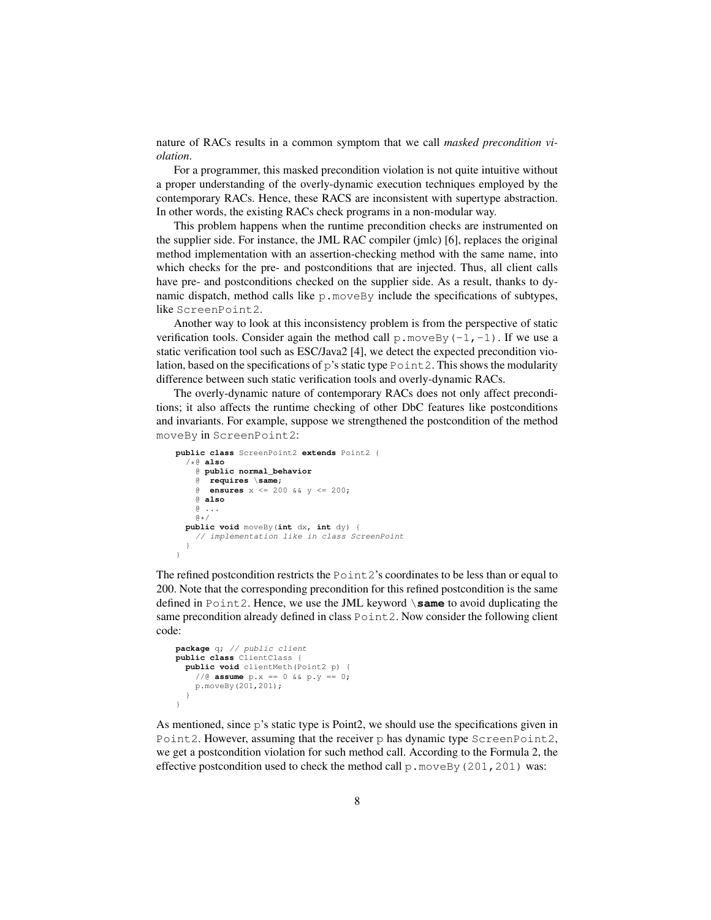nature of RACs results in a common symptom that we call *masked precondition violation*.

For a programmer, this masked precondition violation is not quite intuitive without a proper understanding of the overly-dynamic execution techniques employed by the contemporary RACs. Hence, these RACS are inconsistent with supertype abstraction. In other words, the existing RACs check programs in a non-modular way.

This problem happens when the runtime precondition checks are instrumented on the supplier side. For instance, the JML RAC compiler (jmlc) [6], replaces the original method implementation with an assertion-checking method with the same name, into which checks for the pre- and postconditions that are injected. Thus, all client calls have pre- and postconditions checked on the supplier side. As a result, thanks to dynamic dispatch, method calls like `p.moveBy` include the specifications of subtypes, like `ScreenPoint2`.

Another way to look at this inconsistency problem is from the perspective of static verification tools. Consider again the method call `p.moveBy(-1,-1)`. If we use a static verification tool such as ESC/Java2 [4], we detect the expected precondition violation, based on the specifications of `p`'s static type `Point2`. This shows the modularity difference between such static verification tools and overly-dynamic RACs.

The overly-dynamic nature of contemporary RACs does not only affect preconditions; it also affects the runtime checking of other DbC features like postconditions and invariants. For example, suppose we strengthened the postcondition of the method `moveBy` in `ScreenPoint2`:

```
public class ScreenPoint2 extends Point2 {
  /*@ also
    @ public normal_behavior
    @  requires \same;
    @  ensures x <= 200 && y <= 200;
    @ also
    @ ...
    @*/
  public void moveBy(int dx, int dy) {
    // implementation like in class ScreenPoint
  }
}
```

The refined postcondition restricts the `Point2`'s coordinates to be less than or equal to 200. Note that the corresponding precondition for this refined postcondition is the same defined in `Point2`. Hence, we use the JML keyword `\same` to avoid duplicating the same precondition already defined in class `Point2`. Now consider the following client code:

```
package q; // public client
public class ClientClass {
  public void clientMeth(Point2 p) {
    //@ assume p.x == 0 && p.y == 0;
    p.moveBy(201,201);
  }
}
```

As mentioned, since `p`'s static type is Point2, we should use the specifications given in `Point2`. However, assuming that the receiver `p` has dynamic type `ScreenPoint2`, we get a postcondition violation for such method call. According to the Formula 2, the effective postcondition used to check the method call `p.moveBy(201,201)` was: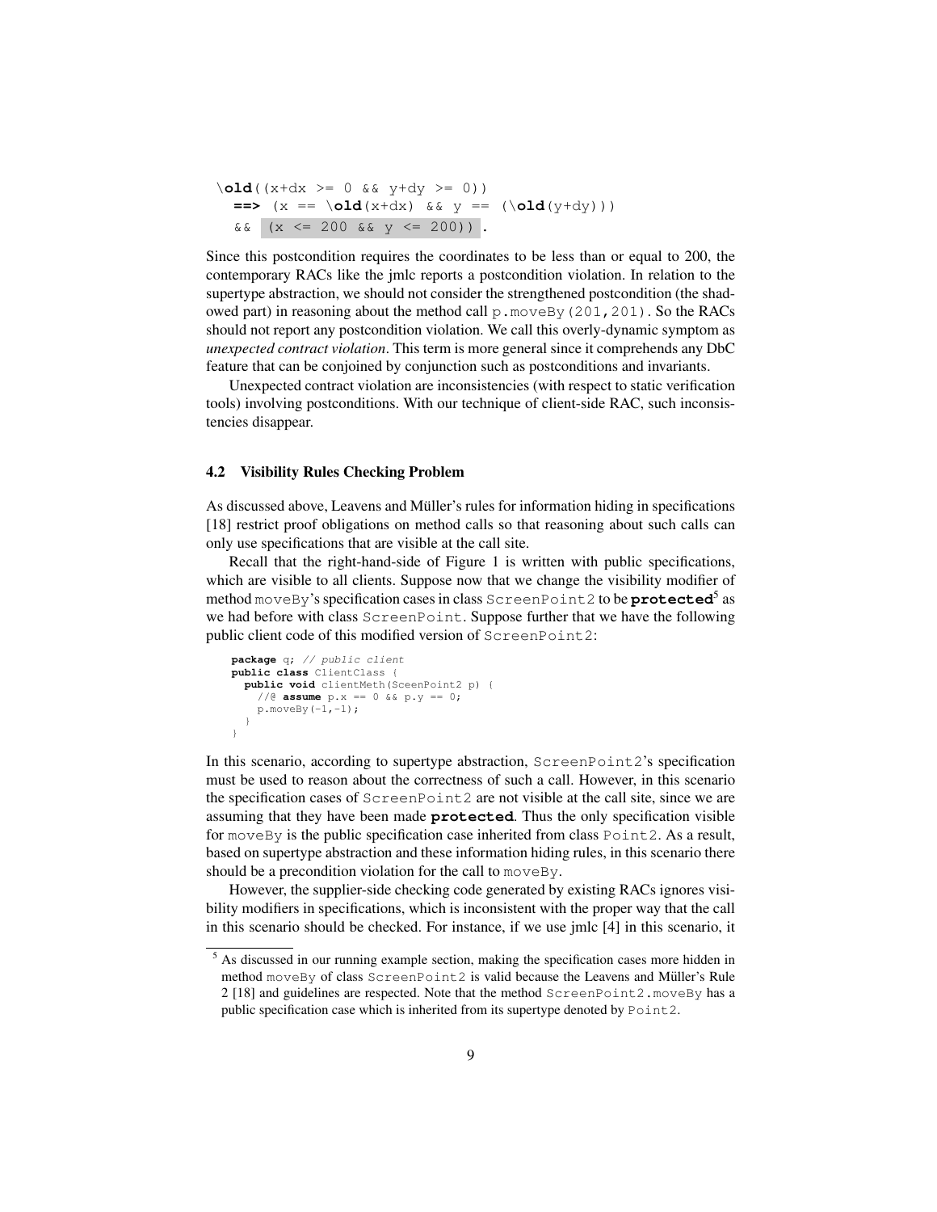```
\old((x+dx >= 0 && y+dy >= 0))
  ==> (x == \old(x+dx) && y == (\old(y+dy)))
  && (x <= 200 && y <= 200)) .
```

Since this postcondition requires the coordinates to be less than or equal to 200, the contemporary RACs like the jmlc reports a postcondition violation. In relation to the supertype abstraction, we should not consider the strengthened postcondition (the shadowed part) in reasoning about the method call `p.moveBy(201,201)`. So the RACs should not report any postcondition violation. We call this overly-dynamic symptom as *unexpected contract violation*. This term is more general since it comprehends any DbC feature that can be conjoined by conjunction such as postconditions and invariants.

Unexpected contract violation are inconsistencies (with respect to static verification tools) involving postconditions. With our technique of client-side RAC, such inconsistencies disappear.

### 4.2 Visibility Rules Checking Problem

As discussed above, Leavens and Müller's rules for information hiding in specifications [18] restrict proof obligations on method calls so that reasoning about such calls can only use specifications that are visible at the call site.

Recall that the right-hand-side of Figure 1 is written with public specifications, which are visible to all clients. Suppose now that we change the visibility modifier of method `moveBy`'s specification cases in class `ScreenPoint2` to be **`protected`**[5] as we had before with class `ScreenPoint`. Suppose further that we have the following public client code of this modified version of `ScreenPoint2`:

```
package q; // public client
public class ClientClass {
  public void clientMeth(SceenPoint2 p) {
    //@ assume p.x == 0 && p.y == 0;
    p.moveBy(-1,-1);
  }
}
```

In this scenario, according to supertype abstraction, `ScreenPoint2`'s specification must be used to reason about the correctness of such a call. However, in this scenario the specification cases of `ScreenPoint2` are not visible at the call site, since we are assuming that they have been made **`protected`**. Thus the only specification visible for `moveBy` is the public specification case inherited from class `Point2`. As a result, based on supertype abstraction and these information hiding rules, in this scenario there should be a precondition violation for the call to `moveBy`.

However, the supplier-side checking code generated by existing RACs ignores visibility modifiers in specifications, which is inconsistent with the proper way that the call in this scenario should be checked. For instance, if we use jmlc [4] in this scenario, it

[5] As discussed in our running example section, making the specification cases more hidden in method `moveBy` of class `ScreenPoint2` is valid because the Leavens and Müller's Rule 2 [18] and guidelines are respected. Note that the method `ScreenPoint2.moveBy` has a public specification case which is inherited from its supertype denoted by `Point2`.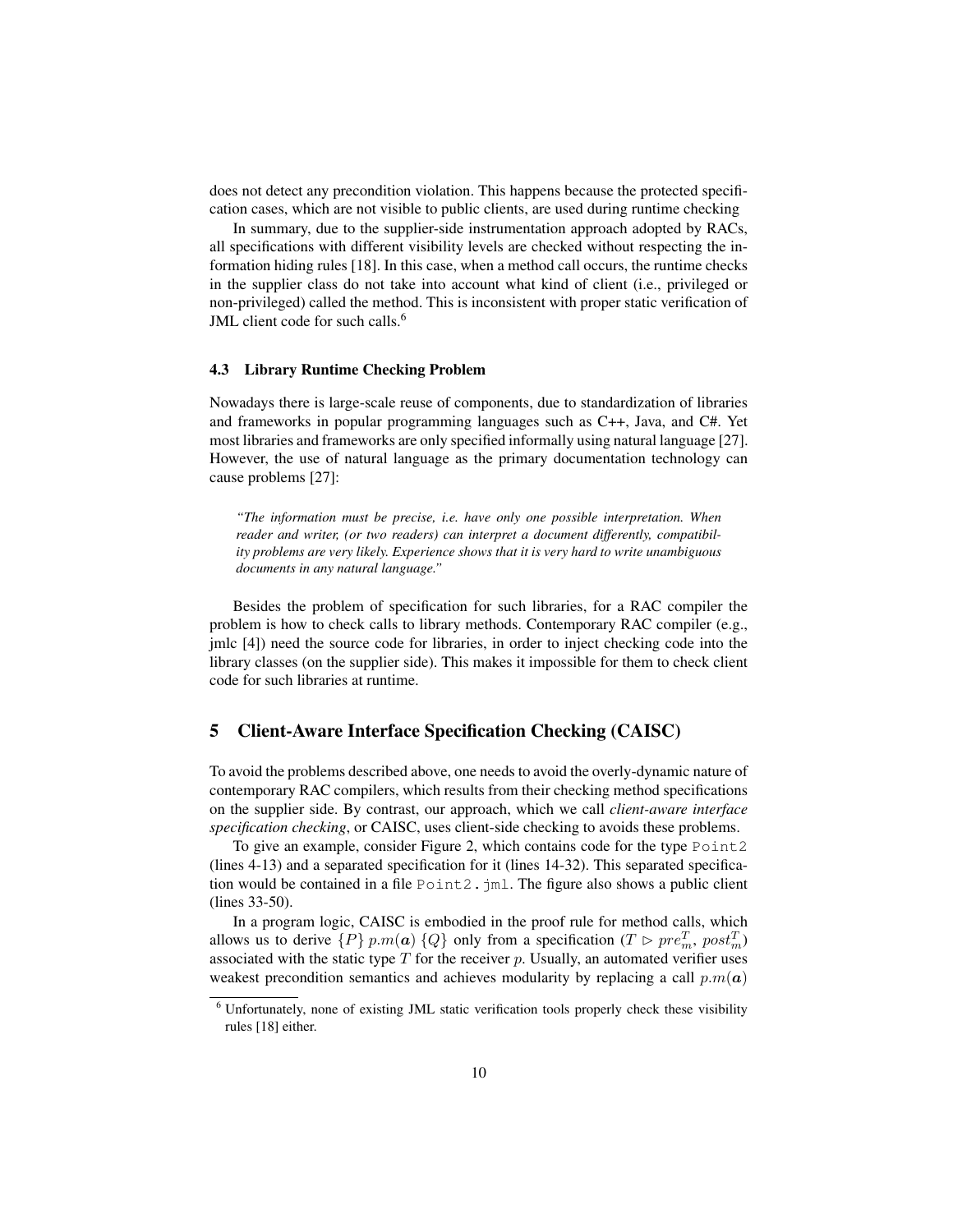does not detect any precondition violation. This happens because the protected specification cases, which are not visible to public clients, are used during runtime checking

In summary, due to the supplier-side instrumentation approach adopted by RACs, all specifications with different visibility levels are checked without respecting the information hiding rules [18]. In this case, when a method call occurs, the runtime checks in the supplier class do not take into account what kind of client (i.e., privileged or non-privileged) called the method. This is inconsistent with proper static verification of JML client code for such calls.[6]

### 4.3 Library Runtime Checking Problem

Nowadays there is large-scale reuse of components, due to standardization of libraries and frameworks in popular programming languages such as C++, Java, and C#. Yet most libraries and frameworks are only specified informally using natural language [27]. However, the use of natural language as the primary documentation technology can cause problems [27]:

> *"The information must be precise, i.e. have only one possible interpretation. When reader and writer, (or two readers) can interpret a document differently, compatibility problems are very likely. Experience shows that it is very hard to write unambiguous documents in any natural language."*

Besides the problem of specification for such libraries, for a RAC compiler the problem is how to check calls to library methods. Contemporary RAC compiler (e.g., jmlc [4]) need the source code for libraries, in order to inject checking code into the library classes (on the supplier side). This makes it impossible for them to check client code for such libraries at runtime.

## 5 Client-Aware Interface Specification Checking (CAISC)

To avoid the problems described above, one needs to avoid the overly-dynamic nature of contemporary RAC compilers, which results from their checking method specifications on the supplier side. By contrast, our approach, which we call *client-aware interface specification checking*, or CAISC, uses client-side checking to avoids these problems.

To give an example, consider Figure 2, which contains code for the type `Point2` (lines 4-13) and a separated specification for it (lines 14-32). This separated specification would be contained in a file `Point2.jml`. The figure also shows a public client (lines 33-50).

In a program logic, CAISC is embodied in the proof rule for method calls, which allows us to derive $\{P\}\ p.m(\boldsymbol{a})\ \{Q\}$ only from a specification $(T \rhd pre_m^T,\ post_m^T)$ associated with the static type $T$ for the receiver $p$. Usually, an automated verifier uses weakest precondition semantics and achieves modularity by replacing a call $p.m(\boldsymbol{a})$

[6] Unfortunately, none of existing JML static verification tools properly check these visibility rules [18] either.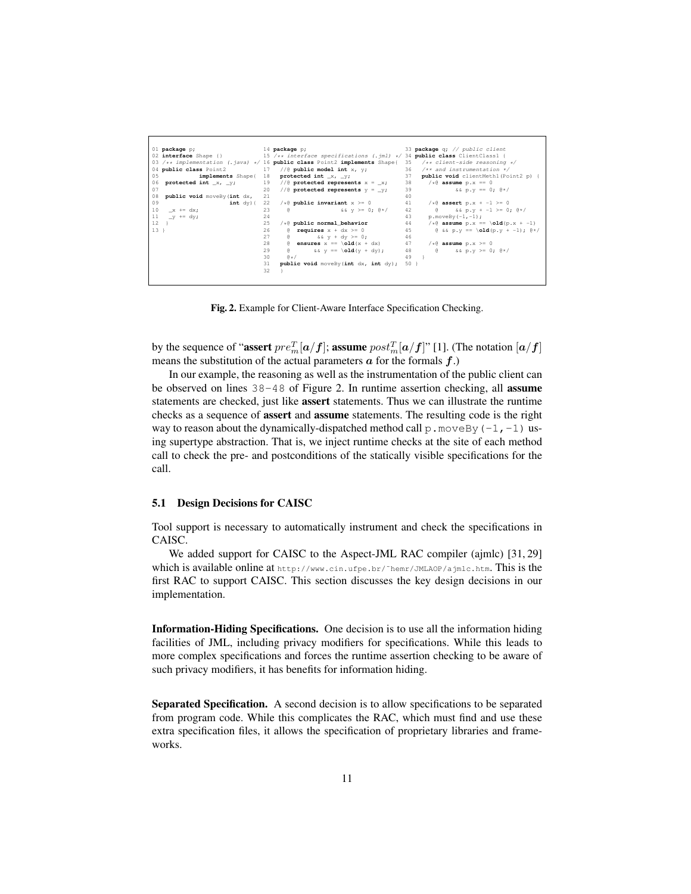```
01 package p;
02 interface Shape {}
03 /** implementation (.java) */
04 public class Point2
05            implements Shape{
06  protected int _x, _y;
07
08  public void moveBy(int dx,
09                     int dy){
10    _x += dx;
11    _y += dy;
12  }
13 }
```

```
14 package p;
15 /** interface specifications (.jml) */
16 public class Point2 implements Shape{
17   //@ public model int x, y;
18   protected int _x, _y;
19   //@ protected represents x = _x;
20   //@ protected represents y = _y;
21
22   /*@ public invariant x >= 0
23     @                && y >= 0; @*/
24
25   /*@ public normal_behavior
26     @   requires x + dx >= 0
27     @         && y + dy >= 0;
28     @   ensures x == \old(x + dx)
29     @         && y == \old(y + dy);
30     @*/
31   public void moveBy(int dx, int dy);
32   }
```

```
33 package q; // public client
34 public class ClientClass1 {
35   /** client-side reasoning */
36   /** and instrumentation */
37   public void clientMeth1(Point2 p) {
38     /*@ assume p.x == 0
39             && p.y == 0; @*/
40
41     /*@ assert p.x + -1 >= 0
42       @     && p.y + -1 >= 0; @*/
43     p.moveBy(-1,-1);
44     /*@ assume p.x == \old(p.x + -1)
45       @ && p.y == \old(p.y + -1); @*/
46
47     /*@ assume p.x >= 0
48       @     && p.y >= 0; @*/
49   }
50 }
```

**Fig. 2.** Example for Client-Aware Interface Specification Checking.

by the sequence of "**assert** $pre^T_m[\boldsymbol{a}/\boldsymbol{f}]$; **assume** $post^T_m[\boldsymbol{a}/\boldsymbol{f}]$" [1]. (The notation $[\boldsymbol{a}/\boldsymbol{f}]$ means the substitution of the actual parameters $\boldsymbol{a}$ for the formals $\boldsymbol{f}$.)

In our example, the reasoning as well as the instrumentation of the public client can be observed on lines `38-48` of Figure 2. In runtime assertion checking, all **assume** statements are checked, just like **assert** statements. Thus we can illustrate the runtime checks as a sequence of **assert** and **assume** statements. The resulting code is the right way to reason about the dynamically-dispatched method call `p.moveBy(-1,-1)` using supertype abstraction. That is, we inject runtime checks at the site of each method call to check the pre- and postconditions of the statically visible specifications for the call.

### 5.1 Design Decisions for CAISC

Tool support is necessary to automatically instrument and check the specifications in CAISC.

We added support for CAISC to the Aspect-JML RAC compiler (ajmlc) [31, 29] which is available online at http://www.cin.ufpe.br/~hemr/JMLAOP/ajmlc.htm. This is the first RAC to support CAISC. This section discusses the key design decisions in our implementation.

**Information-Hiding Specifications.** One decision is to use all the information hiding facilities of JML, including privacy modifiers for specifications. While this leads to more complex specifications and forces the runtime assertion checking to be aware of such privacy modifiers, it has benefits for information hiding.

**Separated Specification.** A second decision is to allow specifications to be separated from program code. While this complicates the RAC, which must find and use these extra specification files, it allows the specification of proprietary libraries and frameworks.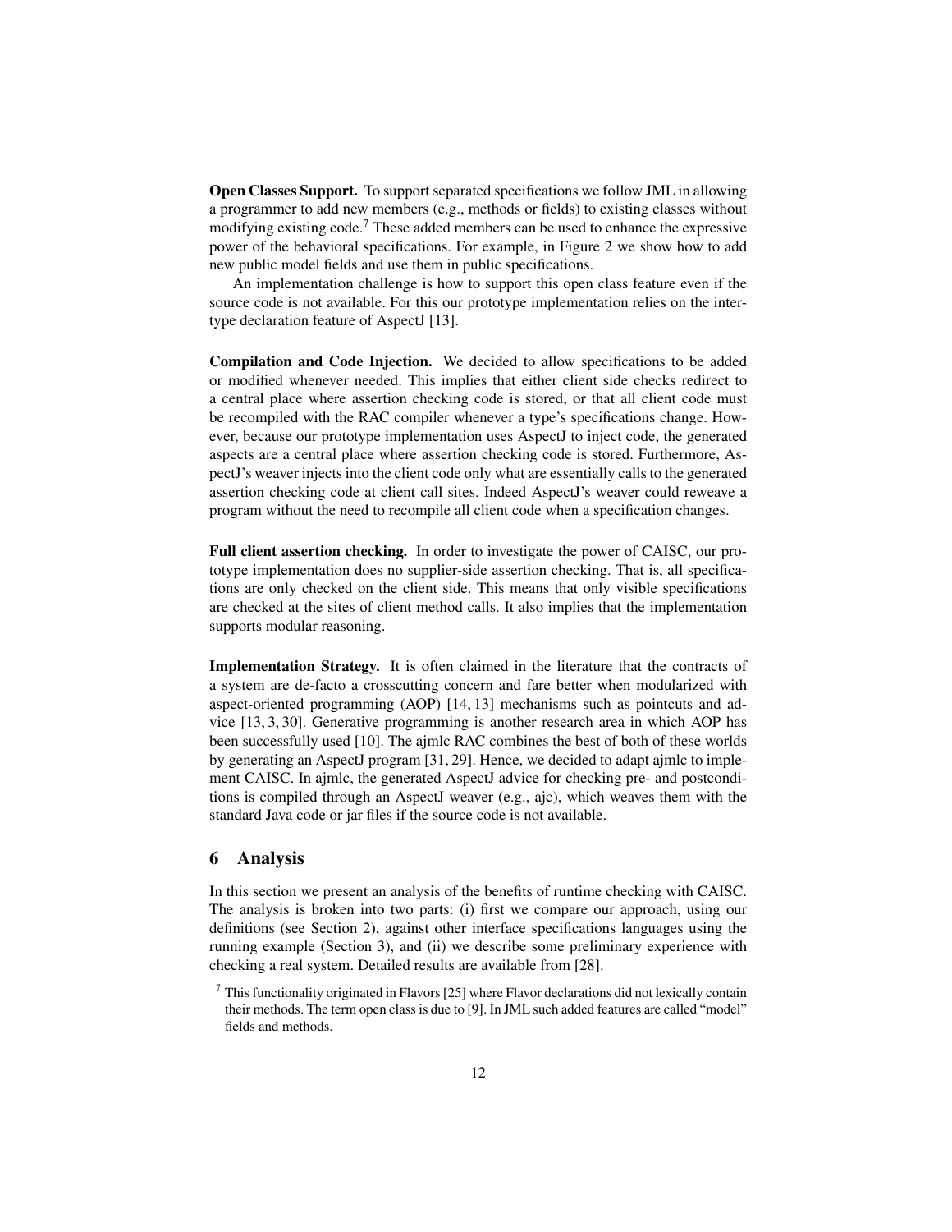**Open Classes Support.** To support separated specifications we follow JML in allowing a programmer to add new members (e.g., methods or fields) to existing classes without modifying existing code.[7] These added members can be used to enhance the expressive power of the behavioral specifications. For example, in Figure 2 we show how to add new public model fields and use them in public specifications.

An implementation challenge is how to support this open class feature even if the source code is not available. For this our prototype implementation relies on the intertype declaration feature of AspectJ [13].

**Compilation and Code Injection.** We decided to allow specifications to be added or modified whenever needed. This implies that either client side checks redirect to a central place where assertion checking code is stored, or that all client code must be recompiled with the RAC compiler whenever a type's specifications change. However, because our prototype implementation uses AspectJ to inject code, the generated aspects are a central place where assertion checking code is stored. Furthermore, AspectJ's weaver injects into the client code only what are essentially calls to the generated assertion checking code at client call sites. Indeed AspectJ's weaver could reweave a program without the need to recompile all client code when a specification changes.

**Full client assertion checking.** In order to investigate the power of CAISC, our prototype implementation does no supplier-side assertion checking. That is, all specifications are only checked on the client side. This means that only visible specifications are checked at the sites of client method calls. It also implies that the implementation supports modular reasoning.

**Implementation Strategy.** It is often claimed in the literature that the contracts of a system are de-facto a crosscutting concern and fare better when modularized with aspect-oriented programming (AOP) [14, 13] mechanisms such as pointcuts and advice [13, 3, 30]. Generative programming is another research area in which AOP has been successfully used [10]. The ajmlc RAC combines the best of both of these worlds by generating an AspectJ program [31, 29]. Hence, we decided to adapt ajmlc to implement CAISC. In ajmlc, the generated AspectJ advice for checking pre- and postconditions is compiled through an AspectJ weaver (e.g., ajc), which weaves them with the standard Java code or jar files if the source code is not available.

## 6 Analysis

In this section we present an analysis of the benefits of runtime checking with CAISC. The analysis is broken into two parts: (i) first we compare our approach, using our definitions (see Section 2), against other interface specifications languages using the running example (Section 3), and (ii) we describe some preliminary experience with checking a real system. Detailed results are available from [28].

[7] This functionality originated in Flavors [25] where Flavor declarations did not lexically contain their methods. The term open class is due to [9]. In JML such added features are called "model" fields and methods.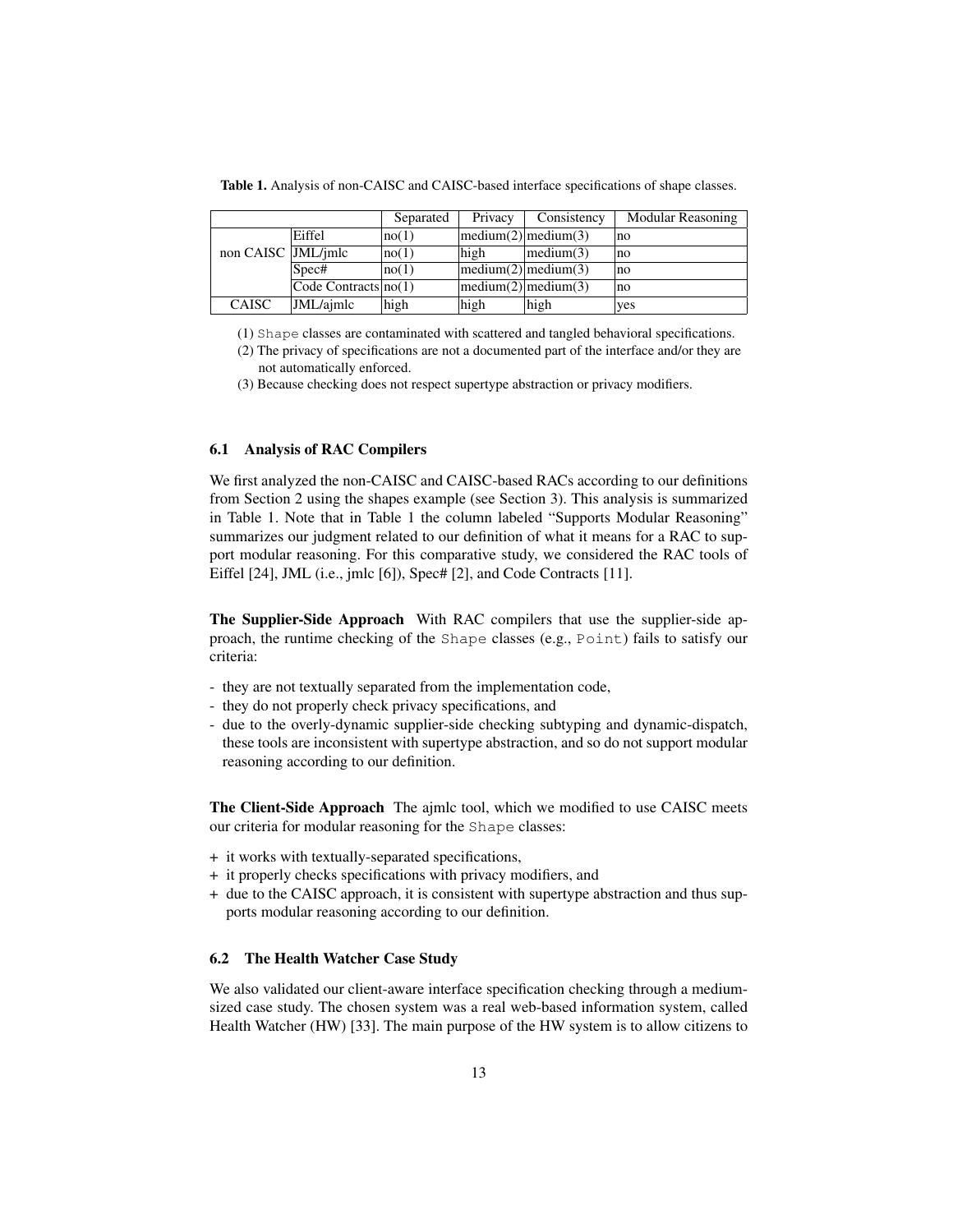**Table 1.** Analysis of non-CAISC and CAISC-based interface specifications of shape classes.

| | | Separated | Privacy | Consistency | Modular Reasoning |
|---|---|---|---|---|---|
| non CAISC | Eiffel | no(1) | medium(2) | medium(3) | no |
| | JML/jmlc | no(1) | high | medium(3) | no |
| | Spec# | no(1) | medium(2) | medium(3) | no |
| | Code Contracts | no(1) | medium(2) | medium(3) | no |
| CAISC | JML/ajmlc | high | high | high | yes |

(1) `Shape` classes are contaminated with scattered and tangled behavioral specifications.

(2) The privacy of specifications are not a documented part of the interface and/or they are not automatically enforced.

(3) Because checking does not respect supertype abstraction or privacy modifiers.

### 6.1 Analysis of RAC Compilers

We first analyzed the non-CAISC and CAISC-based RACs according to our definitions from Section 2 using the shapes example (see Section 3). This analysis is summarized in Table 1. Note that in Table 1 the column labeled "Supports Modular Reasoning" summarizes our judgment related to our definition of what it means for a RAC to support modular reasoning. For this comparative study, we considered the RAC tools of Eiffel [24], JML (i.e., jmlc [6]), Spec# [2], and Code Contracts [11].

**The Supplier-Side Approach** With RAC compilers that use the supplier-side approach, the runtime checking of the `Shape` classes (e.g., `Point`) fails to satisfy our criteria:

- they are not textually separated from the implementation code,
- they do not properly check privacy specifications, and
- due to the overly-dynamic supplier-side checking subtyping and dynamic-dispatch, these tools are inconsistent with supertype abstraction, and so do not support modular reasoning according to our definition.

**The Client-Side Approach** The ajmlc tool, which we modified to use CAISC meets our criteria for modular reasoning for the `Shape` classes:

+ it works with textually-separated specifications,
+ it properly checks specifications with privacy modifiers, and
+ due to the CAISC approach, it is consistent with supertype abstraction and thus supports modular reasoning according to our definition.

### 6.2 The Health Watcher Case Study

We also validated our client-aware interface specification checking through a medium-sized case study. The chosen system was a real web-based information system, called Health Watcher (HW) [33]. The main purpose of the HW system is to allow citizens to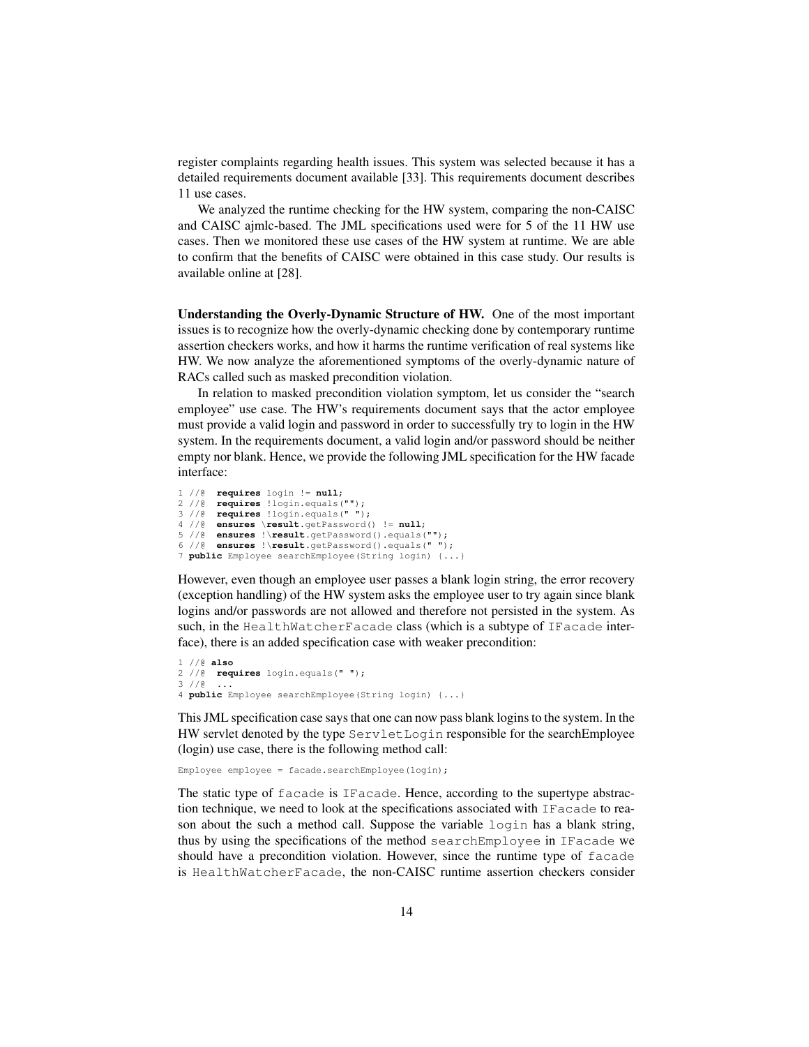register complaints regarding health issues. This system was selected because it has a detailed requirements document available [33]. This requirements document describes 11 use cases.

We analyzed the runtime checking for the HW system, comparing the non-CAISC and CAISC ajmlc-based. The JML specifications used were for 5 of the 11 HW use cases. Then we monitored these use cases of the HW system at runtime. We are able to confirm that the benefits of CAISC were obtained in this case study. Our results is available online at [28].

**Understanding the Overly-Dynamic Structure of HW.** One of the most important issues is to recognize how the overly-dynamic checking done by contemporary runtime assertion checkers works, and how it harms the runtime verification of real systems like HW. We now analyze the aforementioned symptoms of the overly-dynamic nature of RACs called such as masked precondition violation.

In relation to masked precondition violation symptom, let us consider the "search employee" use case. The HW's requirements document says that the actor employee must provide a valid login and password in order to successfully try to login in the HW system. In the requirements document, a valid login and/or password should be neither empty nor blank. Hence, we provide the following JML specification for the HW facade interface:

```
1 //@  requires login != null;
2 //@  requires !login.equals("");
3 //@  requires !login.equals(" ");
4 //@  ensures \result.getPassword() != null;
5 //@  ensures !\result.getPassword().equals("");
6 //@  ensures !\result.getPassword().equals(" ");
7 public Employee searchEmployee(String login) {...}
```

However, even though an employee user passes a blank login string, the error recovery (exception handling) of the HW system asks the employee user to try again since blank logins and/or passwords are not allowed and therefore not persisted in the system. As such, in the `HealthWatcherFacade` class (which is a subtype of `IFacade` interface), there is an added specification case with weaker precondition:

```
1 //@ also
2 //@  requires login.equals(" ");
3 //@  ...
4 public Employee searchEmployee(String login) {...}
```

This JML specification case says that one can now pass blank logins to the system. In the HW servlet denoted by the type `ServletLogin` responsible for the searchEmployee (login) use case, there is the following method call:

```
Employee employee = facade.searchEmployee(login);
```

The static type of `facade` is `IFacade`. Hence, according to the supertype abstraction technique, we need to look at the specifications associated with `IFacade` to reason about the such a method call. Suppose the variable `login` has a blank string, thus by using the specifications of the method `searchEmployee` in `IFacade` we should have a precondition violation. However, since the runtime type of `facade` is `HealthWatcherFacade`, the non-CAISC runtime assertion checkers consider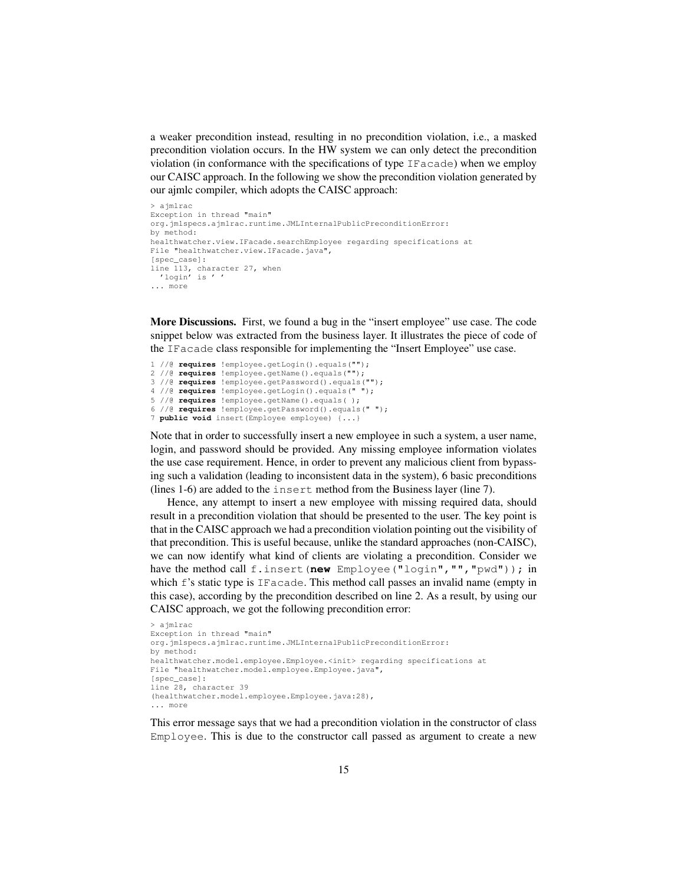a weaker precondition instead, resulting in no precondition violation, i.e., a masked precondition violation occurs. In the HW system we can only detect the precondition violation (in conformance with the specifications of type `IFacade`) when we employ our CAISC approach. In the following we show the precondition violation generated by our ajmlc compiler, which adopts the CAISC approach:

```
> ajmlrac
Exception in thread "main"
org.jmlspecs.ajmlrac.runtime.JMLInternalPublicPreconditionError:
by method:
healthwatcher.view.IFacade.searchEmployee regarding specifications at
File "healthwatcher.view.IFacade.java",
[spec_case]:
line 113, character 27, when
  'login' is ' '
... more
```

**More Discussions.** First, we found a bug in the "insert employee" use case. The code snippet below was extracted from the business layer. It illustrates the piece of code of the `IFacade` class responsible for implementing the "Insert Employee" use case.

```
1 //@ requires !employee.getLogin().equals("");
2 //@ requires !employee.getName().equals("");
3 //@ requires !employee.getPassword().equals("");
4 //@ requires !employee.getLogin().equals(" ");
5 //@ requires !employee.getName().equals( );
6 //@ requires !employee.getPassword().equals(" ");
7 public void insert(Employee employee) {...}
```

Note that in order to successfully insert a new employee in such a system, a user name, login, and password should be provided. Any missing employee information violates the use case requirement. Hence, in order to prevent any malicious client from bypassing such a validation (leading to inconsistent data in the system), 6 basic preconditions (lines 1-6) are added to the `insert` method from the Business layer (line 7).

Hence, any attempt to insert a new employee with missing required data, should result in a precondition violation that should be presented to the user. The key point is that in the CAISC approach we had a precondition violation pointing out the visibility of that precondition. This is useful because, unlike the standard approaches (non-CAISC), we can now identify what kind of clients are violating a precondition. Consider we have the method call `f.insert(new Employee("login","","pwd"));` in which `f`'s static type is `IFacade`. This method call passes an invalid name (empty in this case), according by the precondition described on line 2. As a result, by using our CAISC approach, we got the following precondition error:

```
> ajmlrac
Exception in thread "main"
org.jmlspecs.ajmlrac.runtime.JMLInternalPublicPreconditionError:
by method:
healthwatcher.model.employee.Employee.<init> regarding specifications at
File "healthwatcher.model.employee.Employee.java",
[spec_case]:
line 28, character 39
(healthwatcher.model.employee.Employee.java:28),
... more
```

This error message says that we had a precondition violation in the constructor of class `Employee`. This is due to the constructor call passed as argument to create a new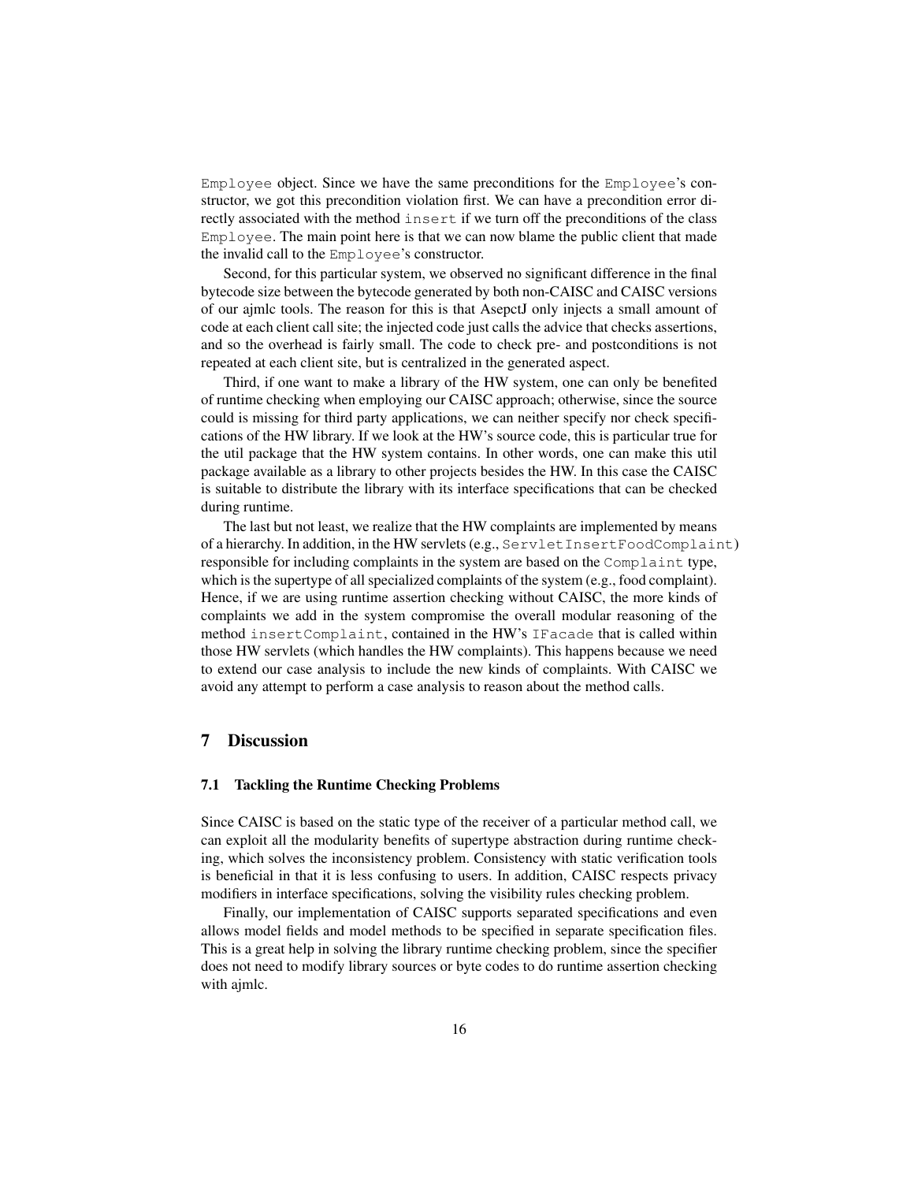Employee object. Since we have the same preconditions for the Employee's constructor, we got this precondition violation first. We can have a precondition error directly associated with the method insert if we turn off the preconditions of the class Employee. The main point here is that we can now blame the public client that made the invalid call to the Employee's constructor.

Second, for this particular system, we observed no significant difference in the final bytecode size between the bytecode generated by both non-CAISC and CAISC versions of our ajmlc tools. The reason for this is that AsepctJ only injects a small amount of code at each client call site; the injected code just calls the advice that checks assertions, and so the overhead is fairly small. The code to check pre- and postconditions is not repeated at each client site, but is centralized in the generated aspect.

Third, if one want to make a library of the HW system, one can only be benefited of runtime checking when employing our CAISC approach; otherwise, since the source could is missing for third party applications, we can neither specify nor check specifications of the HW library. If we look at the HW's source code, this is particular true for the util package that the HW system contains. In other words, one can make this util package available as a library to other projects besides the HW. In this case the CAISC is suitable to distribute the library with its interface specifications that can be checked during runtime.

The last but not least, we realize that the HW complaints are implemented by means of a hierarchy. In addition, in the HW servlets (e.g., ServletInsertFoodComplaint) responsible for including complaints in the system are based on the Complaint type, which is the supertype of all specialized complaints of the system (e.g., food complaint). Hence, if we are using runtime assertion checking without CAISC, the more kinds of complaints we add in the system compromise the overall modular reasoning of the method insertComplaint, contained in the HW's IFacade that is called within those HW servlets (which handles the HW complaints). This happens because we need to extend our case analysis to include the new kinds of complaints. With CAISC we avoid any attempt to perform a case analysis to reason about the method calls.

## 7 Discussion

### 7.1 Tackling the Runtime Checking Problems

Since CAISC is based on the static type of the receiver of a particular method call, we can exploit all the modularity benefits of supertype abstraction during runtime checking, which solves the inconsistency problem. Consistency with static verification tools is beneficial in that it is less confusing to users. In addition, CAISC respects privacy modifiers in interface specifications, solving the visibility rules checking problem.

Finally, our implementation of CAISC supports separated specifications and even allows model fields and model methods to be specified in separate specification files. This is a great help in solving the library runtime checking problem, since the specifier does not need to modify library sources or byte codes to do runtime assertion checking with ajmlc.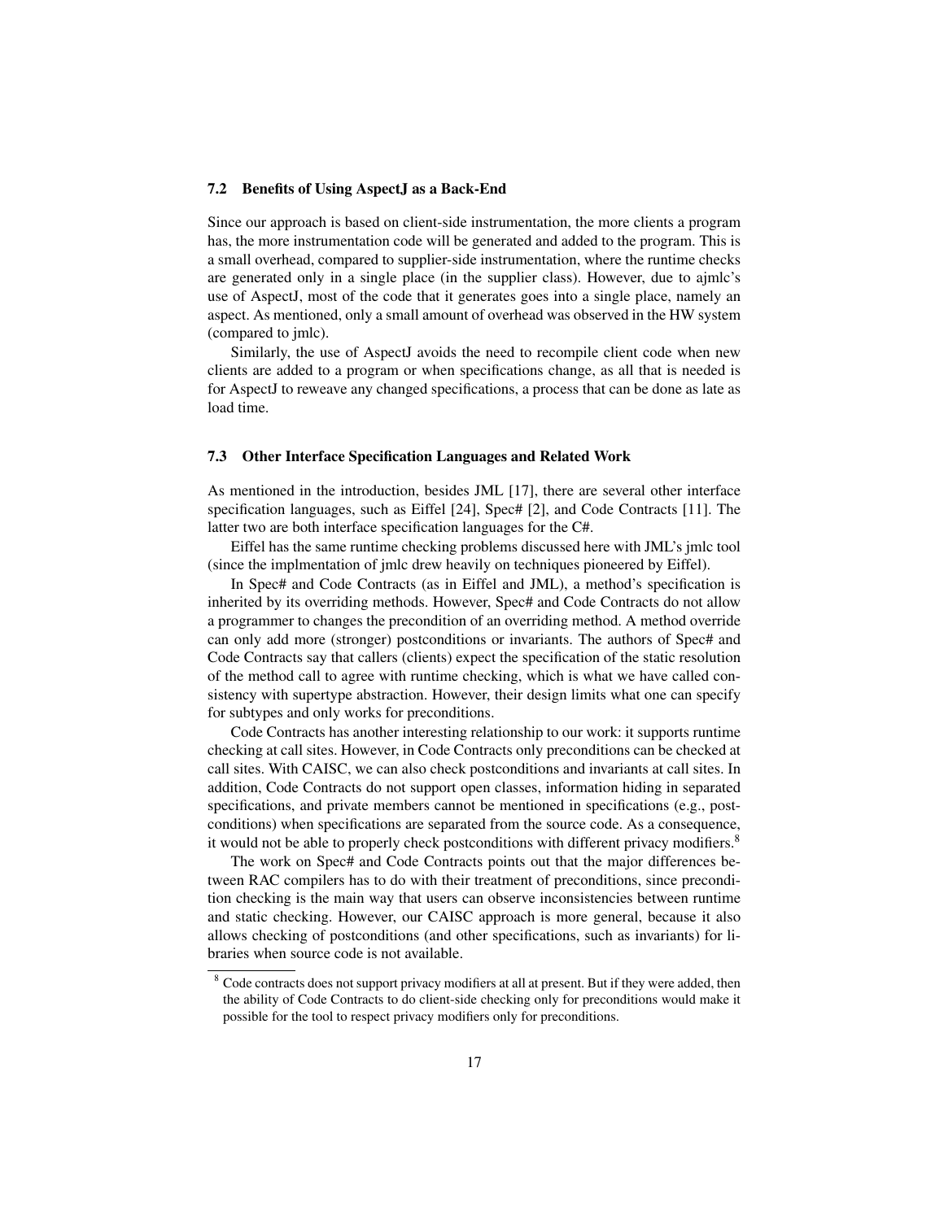### 7.2 Benefits of Using AspectJ as a Back-End

Since our approach is based on client-side instrumentation, the more clients a program has, the more instrumentation code will be generated and added to the program. This is a small overhead, compared to supplier-side instrumentation, where the runtime checks are generated only in a single place (in the supplier class). However, due to ajmlc's use of AspectJ, most of the code that it generates goes into a single place, namely an aspect. As mentioned, only a small amount of overhead was observed in the HW system (compared to jmlc).

Similarly, the use of AspectJ avoids the need to recompile client code when new clients are added to a program or when specifications change, as all that is needed is for AspectJ to reweave any changed specifications, a process that can be done as late as load time.

### 7.3 Other Interface Specification Languages and Related Work

As mentioned in the introduction, besides JML [17], there are several other interface specification languages, such as Eiffel [24], Spec# [2], and Code Contracts [11]. The latter two are both interface specification languages for the C#.

Eiffel has the same runtime checking problems discussed here with JML's jmlc tool (since the implmentation of jmlc drew heavily on techniques pioneered by Eiffel).

In Spec# and Code Contracts (as in Eiffel and JML), a method's specification is inherited by its overriding methods. However, Spec# and Code Contracts do not allow a programmer to changes the precondition of an overriding method. A method override can only add more (stronger) postconditions or invariants. The authors of Spec# and Code Contracts say that callers (clients) expect the specification of the static resolution of the method call to agree with runtime checking, which is what we have called consistency with supertype abstraction. However, their design limits what one can specify for subtypes and only works for preconditions.

Code Contracts has another interesting relationship to our work: it supports runtime checking at call sites. However, in Code Contracts only preconditions can be checked at call sites. With CAISC, we can also check postconditions and invariants at call sites. In addition, Code Contracts do not support open classes, information hiding in separated specifications, and private members cannot be mentioned in specifications (e.g., postconditions) when specifications are separated from the source code. As a consequence, it would not be able to properly check postconditions with different privacy modifiers.[8]

The work on Spec# and Code Contracts points out that the major differences between RAC compilers has to do with their treatment of preconditions, since precondition checking is the main way that users can observe inconsistencies between runtime and static checking. However, our CAISC approach is more general, because it also allows checking of postconditions (and other specifications, such as invariants) for libraries when source code is not available.

[8] Code contracts does not support privacy modifiers at all at present. But if they were added, then the ability of Code Contracts to do client-side checking only for preconditions would make it possible for the tool to respect privacy modifiers only for preconditions.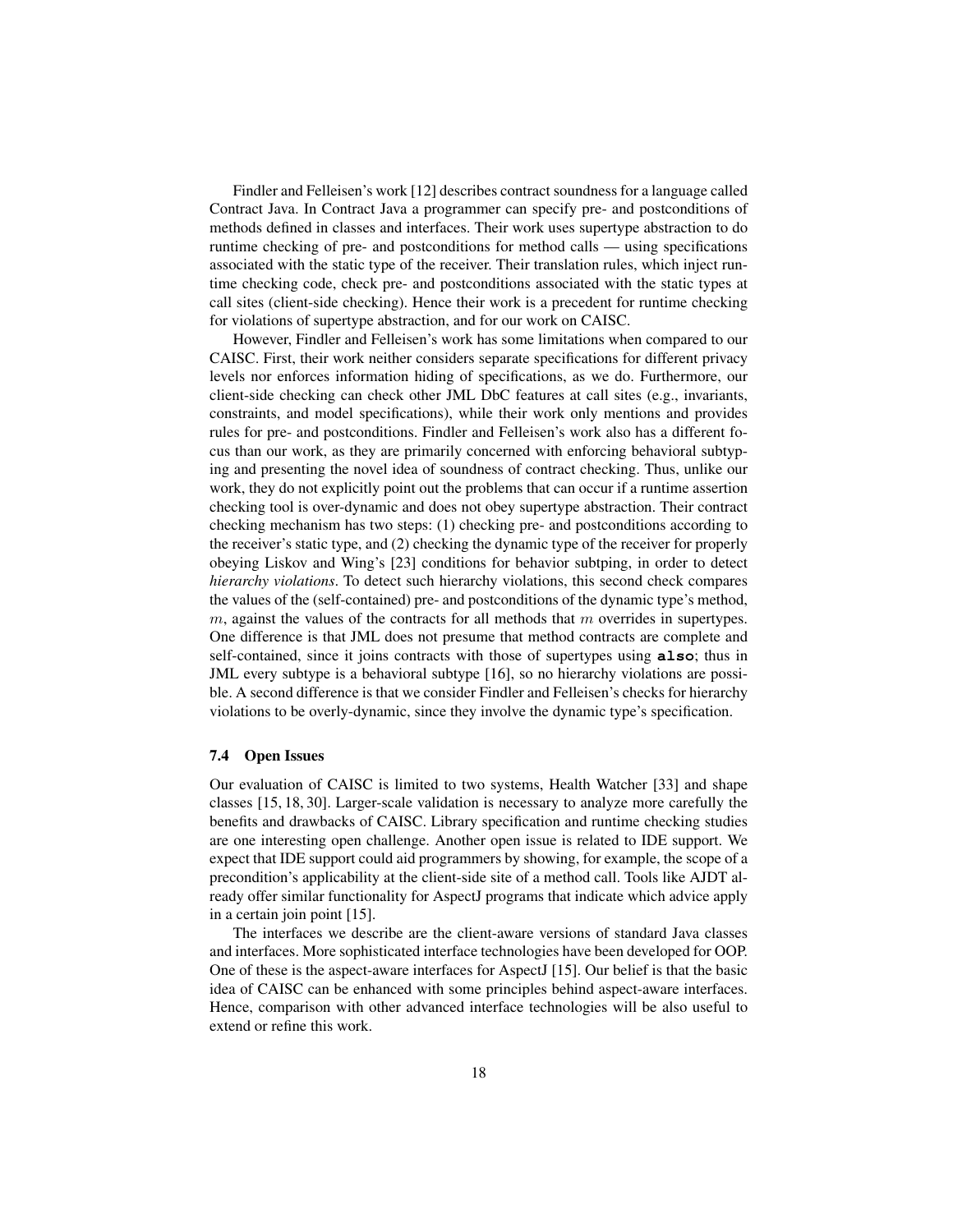Findler and Felleisen's work [12] describes contract soundness for a language called Contract Java. In Contract Java a programmer can specify pre- and postconditions of methods defined in classes and interfaces. Their work uses supertype abstraction to do runtime checking of pre- and postconditions for method calls — using specifications associated with the static type of the receiver. Their translation rules, which inject runtime checking code, check pre- and postconditions associated with the static types at call sites (client-side checking). Hence their work is a precedent for runtime checking for violations of supertype abstraction, and for our work on CAISC.

However, Findler and Felleisen's work has some limitations when compared to our CAISC. First, their work neither considers separate specifications for different privacy levels nor enforces information hiding of specifications, as we do. Furthermore, our client-side checking can check other JML DbC features at call sites (e.g., invariants, constraints, and model specifications), while their work only mentions and provides rules for pre- and postconditions. Findler and Felleisen's work also has a different focus than our work, as they are primarily concerned with enforcing behavioral subtyping and presenting the novel idea of soundness of contract checking. Thus, unlike our work, they do not explicitly point out the problems that can occur if a runtime assertion checking tool is over-dynamic and does not obey supertype abstraction. Their contract checking mechanism has two steps: (1) checking pre- and postconditions according to the receiver's static type, and (2) checking the dynamic type of the receiver for properly obeying Liskov and Wing's [23] conditions for behavior subtping, in order to detect *hierarchy violations*. To detect such hierarchy violations, this second check compares the values of the (self-contained) pre- and postconditions of the dynamic type's method, $m$, against the values of the contracts for all methods that $m$ overrides in supertypes. One difference is that JML does not presume that method contracts are complete and self-contained, since it joins contracts with those of supertypes using **`also`**; thus in JML every subtype is a behavioral subtype [16], so no hierarchy violations are possible. A second difference is that we consider Findler and Felleisen's checks for hierarchy violations to be overly-dynamic, since they involve the dynamic type's specification.

### 7.4 Open Issues

Our evaluation of CAISC is limited to two systems, Health Watcher [33] and shape classes [15, 18, 30]. Larger-scale validation is necessary to analyze more carefully the benefits and drawbacks of CAISC. Library specification and runtime checking studies are one interesting open challenge. Another open issue is related to IDE support. We expect that IDE support could aid programmers by showing, for example, the scope of a precondition's applicability at the client-side site of a method call. Tools like AJDT already offer similar functionality for AspectJ programs that indicate which advice apply in a certain join point [15].

The interfaces we describe are the client-aware versions of standard Java classes and interfaces. More sophisticated interface technologies have been developed for OOP. One of these is the aspect-aware interfaces for AspectJ [15]. Our belief is that the basic idea of CAISC can be enhanced with some principles behind aspect-aware interfaces. Hence, comparison with other advanced interface technologies will be also useful to extend or refine this work.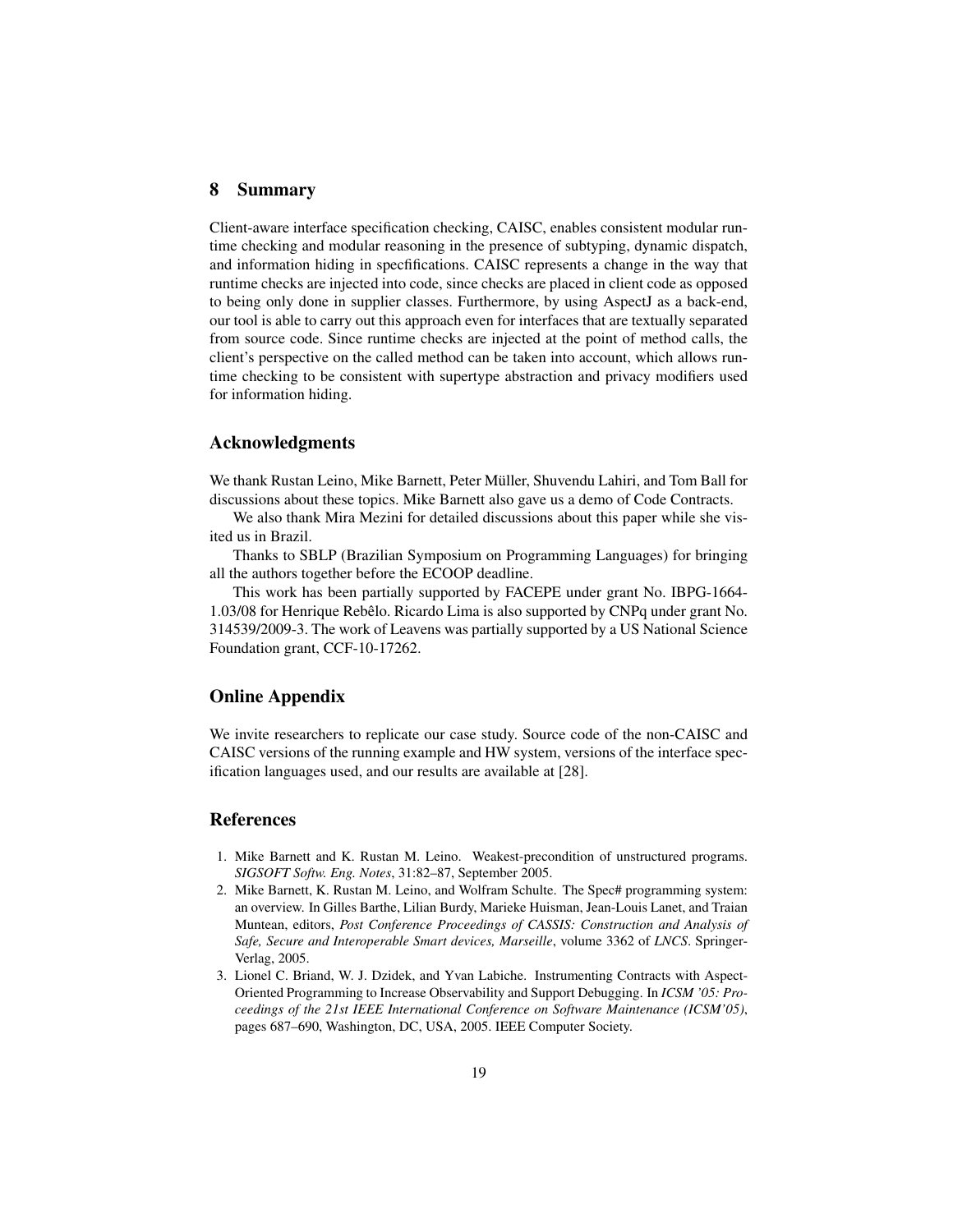## 8 Summary

Client-aware interface specification checking, CAISC, enables consistent modular runtime checking and modular reasoning in the presence of subtyping, dynamic dispatch, and information hiding in specfifications. CAISC represents a change in the way that runtime checks are injected into code, since checks are placed in client code as opposed to being only done in supplier classes. Furthermore, by using AspectJ as a back-end, our tool is able to carry out this approach even for interfaces that are textually separated from source code. Since runtime checks are injected at the point of method calls, the client's perspective on the called method can be taken into account, which allows runtime checking to be consistent with supertype abstraction and privacy modifiers used for information hiding.

## Acknowledgments

We thank Rustan Leino, Mike Barnett, Peter Müller, Shuvendu Lahiri, and Tom Ball for discussions about these topics. Mike Barnett also gave us a demo of Code Contracts.

We also thank Mira Mezini for detailed discussions about this paper while she visited us in Brazil.

Thanks to SBLP (Brazilian Symposium on Programming Languages) for bringing all the authors together before the ECOOP deadline.

This work has been partially supported by FACEPE under grant No. IBPG-1664-1.03/08 for Henrique Rebêlo. Ricardo Lima is also supported by CNPq under grant No. 314539/2009-3. The work of Leavens was partially supported by a US National Science Foundation grant, CCF-10-17262.

## Online Appendix

We invite researchers to replicate our case study. Source code of the non-CAISC and CAISC versions of the running example and HW system, versions of the interface specification languages used, and our results are available at [28].

## References

1. Mike Barnett and K. Rustan M. Leino. Weakest-precondition of unstructured programs. *SIGSOFT Softw. Eng. Notes*, 31:82–87, September 2005.
2. Mike Barnett, K. Rustan M. Leino, and Wolfram Schulte. The Spec# programming system: an overview. In Gilles Barthe, Lilian Burdy, Marieke Huisman, Jean-Louis Lanet, and Traian Muntean, editors, *Post Conference Proceedings of CASSIS: Construction and Analysis of Safe, Secure and Interoperable Smart devices, Marseille*, volume 3362 of *LNCS*. Springer-Verlag, 2005.
3. Lionel C. Briand, W. J. Dzidek, and Yvan Labiche. Instrumenting Contracts with Aspect-Oriented Programming to Increase Observability and Support Debugging. In *ICSM '05: Proceedings of the 21st IEEE International Conference on Software Maintenance (ICSM'05)*, pages 687–690, Washington, DC, USA, 2005. IEEE Computer Society.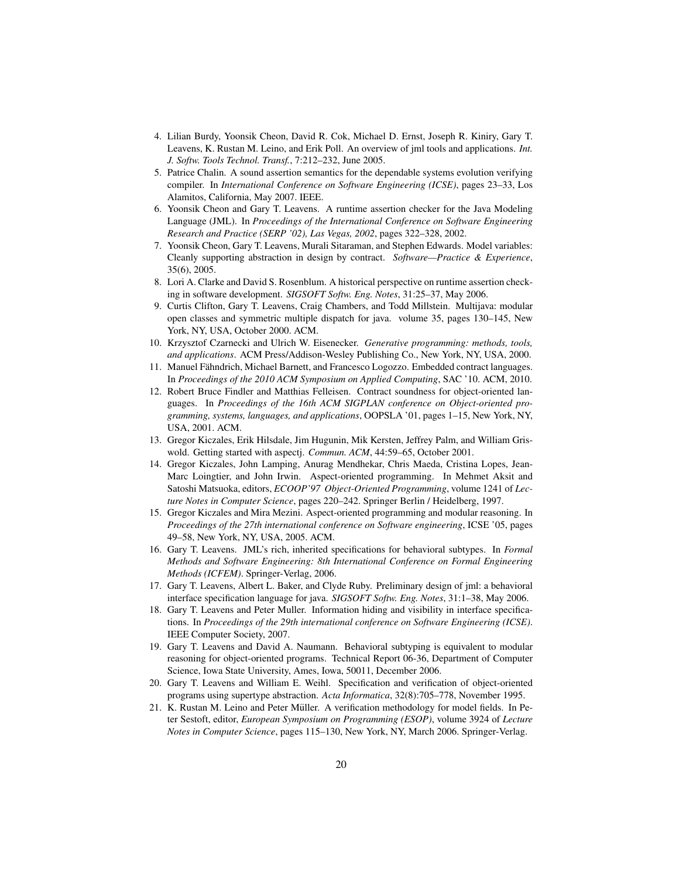4. Lilian Burdy, Yoonsik Cheon, David R. Cok, Michael D. Ernst, Joseph R. Kiniry, Gary T. Leavens, K. Rustan M. Leino, and Erik Poll. An overview of jml tools and applications. *Int. J. Softw. Tools Technol. Transf.*, 7:212–232, June 2005.
5. Patrice Chalin. A sound assertion semantics for the dependable systems evolution verifying compiler. In *International Conference on Software Engineering (ICSE)*, pages 23–33, Los Alamitos, California, May 2007. IEEE.
6. Yoonsik Cheon and Gary T. Leavens. A runtime assertion checker for the Java Modeling Language (JML). In *Proceedings of the International Conference on Software Engineering Research and Practice (SERP '02), Las Vegas, 2002*, pages 322–328, 2002.
7. Yoonsik Cheon, Gary T. Leavens, Murali Sitaraman, and Stephen Edwards. Model variables: Cleanly supporting abstraction in design by contract. *Software—Practice & Experience*, 35(6), 2005.
8. Lori A. Clarke and David S. Rosenblum. A historical perspective on runtime assertion checking in software development. *SIGSOFT Softw. Eng. Notes*, 31:25–37, May 2006.
9. Curtis Clifton, Gary T. Leavens, Craig Chambers, and Todd Millstein. Multijava: modular open classes and symmetric multiple dispatch for java. volume 35, pages 130–145, New York, NY, USA, October 2000. ACM.
10. Krzysztof Czarnecki and Ulrich W. Eisenecker. *Generative programming: methods, tools, and applications*. ACM Press/Addison-Wesley Publishing Co., New York, NY, USA, 2000.
11. Manuel Fähndrich, Michael Barnett, and Francesco Logozzo. Embedded contract languages. In *Proceedings of the 2010 ACM Symposium on Applied Computing*, SAC '10. ACM, 2010.
12. Robert Bruce Findler and Matthias Felleisen. Contract soundness for object-oriented languages. In *Proceedings of the 16th ACM SIGPLAN conference on Object-oriented programming, systems, languages, and applications*, OOPSLA '01, pages 1–15, New York, NY, USA, 2001. ACM.
13. Gregor Kiczales, Erik Hilsdale, Jim Hugunin, Mik Kersten, Jeffrey Palm, and William Griswold. Getting started with aspectj. *Commun. ACM*, 44:59–65, October 2001.
14. Gregor Kiczales, John Lamping, Anurag Mendhekar, Chris Maeda, Cristina Lopes, Jean-Marc Loingtier, and John Irwin. Aspect-oriented programming. In Mehmet Aksit and Satoshi Matsuoka, editors, *ECOOP'97 Object-Oriented Programming*, volume 1241 of *Lecture Notes in Computer Science*, pages 220–242. Springer Berlin / Heidelberg, 1997.
15. Gregor Kiczales and Mira Mezini. Aspect-oriented programming and modular reasoning. In *Proceedings of the 27th international conference on Software engineering*, ICSE '05, pages 49–58, New York, NY, USA, 2005. ACM.
16. Gary T. Leavens. JML's rich, inherited specifications for behavioral subtypes. In *Formal Methods and Software Engineering: 8th International Conference on Formal Engineering Methods (ICFEM)*. Springer-Verlag, 2006.
17. Gary T. Leavens, Albert L. Baker, and Clyde Ruby. Preliminary design of jml: a behavioral interface specification language for java. *SIGSOFT Softw. Eng. Notes*, 31:1–38, May 2006.
18. Gary T. Leavens and Peter Muller. Information hiding and visibility in interface specifications. In *Proceedings of the 29th international conference on Software Engineering (ICSE)*. IEEE Computer Society, 2007.
19. Gary T. Leavens and David A. Naumann. Behavioral subtyping is equivalent to modular reasoning for object-oriented programs. Technical Report 06-36, Department of Computer Science, Iowa State University, Ames, Iowa, 50011, December 2006.
20. Gary T. Leavens and William E. Weihl. Specification and verification of object-oriented programs using supertype abstraction. *Acta Informatica*, 32(8):705–778, November 1995.
21. K. Rustan M. Leino and Peter Müller. A verification methodology for model fields. In Peter Sestoft, editor, *European Symposium on Programming (ESOP)*, volume 3924 of *Lecture Notes in Computer Science*, pages 115–130, New York, NY, March 2006. Springer-Verlag.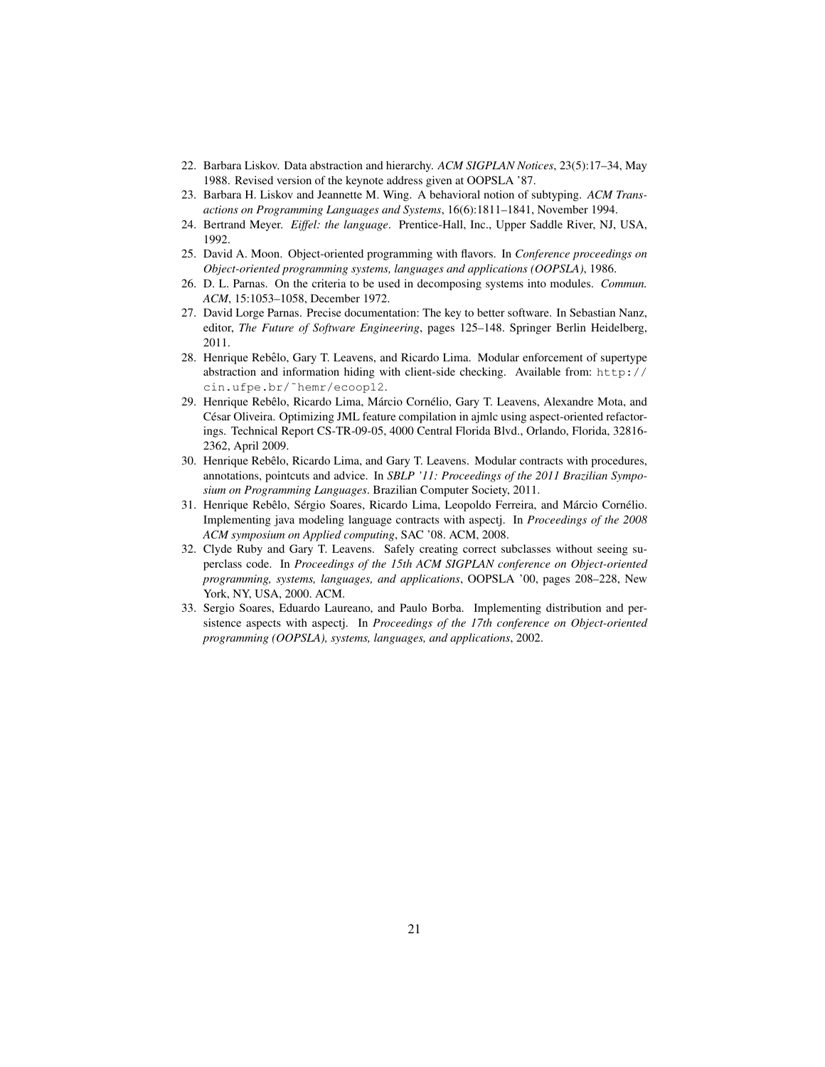22. Barbara Liskov. Data abstraction and hierarchy. *ACM SIGPLAN Notices*, 23(5):17–34, May 1988. Revised version of the keynote address given at OOPSLA '87.
23. Barbara H. Liskov and Jeannette M. Wing. A behavioral notion of subtyping. *ACM Transactions on Programming Languages and Systems*, 16(6):1811–1841, November 1994.
24. Bertrand Meyer. *Eiffel: the language*. Prentice-Hall, Inc., Upper Saddle River, NJ, USA, 1992.
25. David A. Moon. Object-oriented programming with flavors. In *Conference proceedings on Object-oriented programming systems, languages and applications (OOPSLA)*, 1986.
26. D. L. Parnas. On the criteria to be used in decomposing systems into modules. *Commun. ACM*, 15:1053–1058, December 1972.
27. David Lorge Parnas. Precise documentation: The key to better software. In Sebastian Nanz, editor, *The Future of Software Engineering*, pages 125–148. Springer Berlin Heidelberg, 2011.
28. Henrique Rebêlo, Gary T. Leavens, and Ricardo Lima. Modular enforcement of supertype abstraction and information hiding with client-side checking. Available from: `http://cin.ufpe.br/~hemr/ecoop12`.
29. Henrique Rebêlo, Ricardo Lima, Márcio Cornélio, Gary T. Leavens, Alexandre Mota, and César Oliveira. Optimizing JML feature compilation in ajmlc using aspect-oriented refactorings. Technical Report CS-TR-09-05, 4000 Central Florida Blvd., Orlando, Florida, 32816-2362, April 2009.
30. Henrique Rebêlo, Ricardo Lima, and Gary T. Leavens. Modular contracts with procedures, annotations, pointcuts and advice. In *SBLP '11: Proceedings of the 2011 Brazilian Symposium on Programming Languages*. Brazilian Computer Society, 2011.
31. Henrique Rebêlo, Sérgio Soares, Ricardo Lima, Leopoldo Ferreira, and Márcio Cornélio. Implementing java modeling language contracts with aspectj. In *Proceedings of the 2008 ACM symposium on Applied computing*, SAC '08. ACM, 2008.
32. Clyde Ruby and Gary T. Leavens. Safely creating correct subclasses without seeing superclass code. In *Proceedings of the 15th ACM SIGPLAN conference on Object-oriented programming, systems, languages, and applications*, OOPSLA '00, pages 208–228, New York, NY, USA, 2000. ACM.
33. Sergio Soares, Eduardo Laureano, and Paulo Borba. Implementing distribution and persistence aspects with aspectj. In *Proceedings of the 17th conference on Object-oriented programming (OOPSLA), systems, languages, and applications*, 2002.